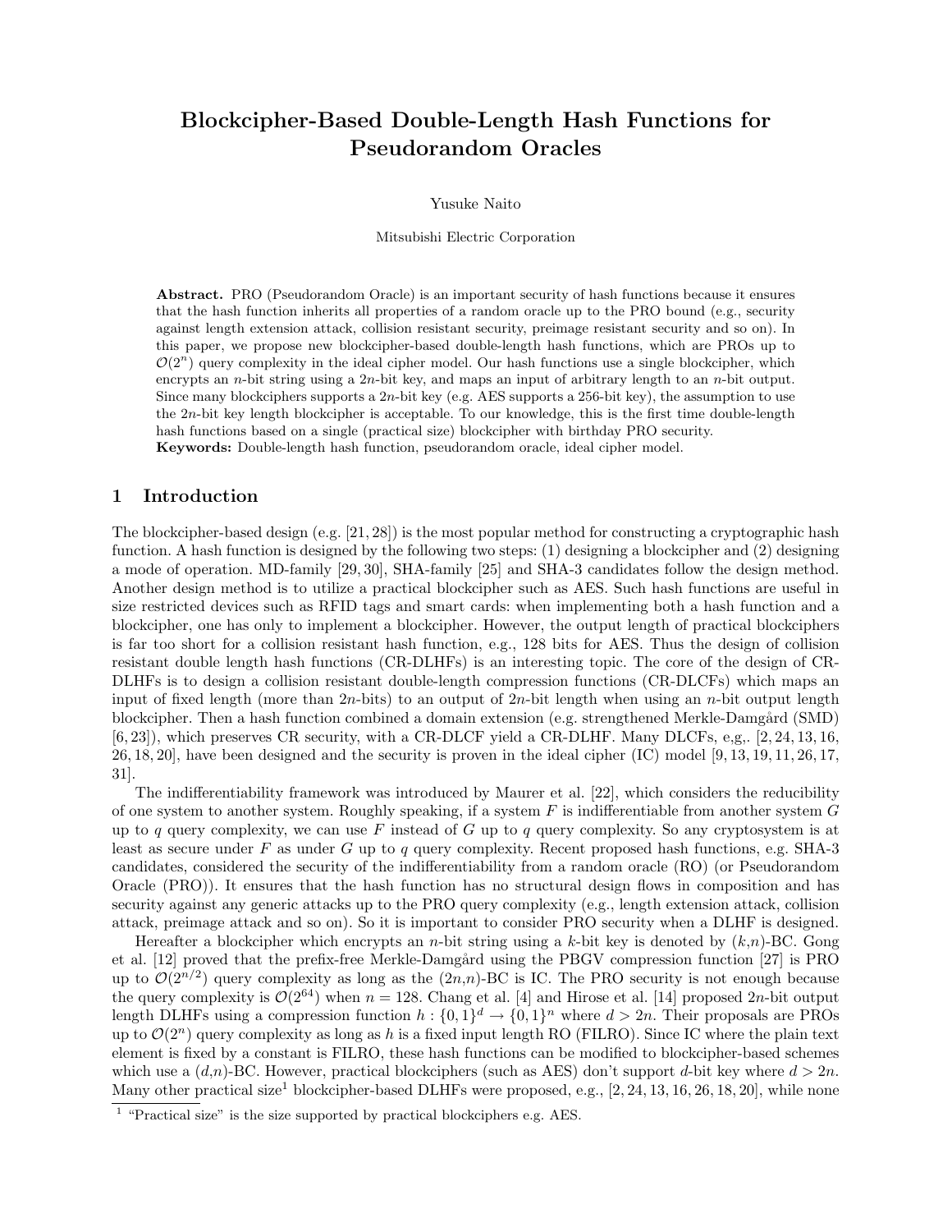# Blockcipher-Based Double-Length Hash Functions for Pseudorandom Oracles

Yusuke Naito

Mitsubishi Electric Corporation

**Abstract.** PRO (Pseudorandom Oracle) is an important security of hash functions because it ensures that the hash function inherits all properties of a random oracle up to the PRO bound (e.g., security against length extension attack, collision resistant security, preimage resistant security and so on). In this paper, we propose new blockcipher-based double-length hash functions, which are PROs up to $\mathcal{O}(2^n)$ query complexity in the ideal cipher model. Our hash functions use a single blockcipher, which encrypts an $n$-bit string using a $2n$-bit key, and maps an input of arbitrary length to an $n$-bit output. Since many blockciphers supports a $2n$-bit key (e.g. AES supports a 256-bit key), the assumption to use the $2n$-bit key length blockcipher is acceptable. To our knowledge, this is the first time double-length hash functions based on a single (practical size) blockcipher with birthday PRO security.
**Keywords:** Double-length hash function, pseudorandom oracle, ideal cipher model.

## 1 Introduction

The blockcipher-based design (e.g. [21, 28]) is the most popular method for constructing a cryptographic hash function. A hash function is designed by the following two steps: (1) designing a blockcipher and (2) designing a mode of operation. MD-family [29, 30], SHA-family [25] and SHA-3 candidates follow the design method. Another design method is to utilize a practical blockcipher such as AES. Such hash functions are useful in size restricted devices such as RFID tags and smart cards: when implementing both a hash function and a blockcipher, one has only to implement a blockcipher. However, the output length of practical blockciphers is far too short for a collision resistant hash function, e.g., 128 bits for AES. Thus the design of collision resistant double length hash functions (CR-DLHFs) is an interesting topic. The core of the design of CR-DLHFs is to design a collision resistant double-length compression functions (CR-DLCFs) which maps an input of fixed length (more than $2n$-bits) to an output of $2n$-bit length when using an $n$-bit output length blockcipher. Then a hash function combined a domain extension (e.g. strengthened Merkle-Damgård (SMD) [6, 23]), which preserves CR security, with a CR-DLCF yield a CR-DLHF. Many DLCFs, e,g,. [2, 24, 13, 16, 26, 18, 20], have been designed and the security is proven in the ideal cipher (IC) model [9, 13, 19, 11, 26, 17, 31].

The indifferentiability framework was introduced by Maurer et al. [22], which considers the reducibility of one system to another system. Roughly speaking, if a system $F$ is indifferentiable from another system $G$ up to $q$ query complexity, we can use $F$ instead of $G$ up to $q$ query complexity. So any cryptosystem is at least as secure under $F$ as under $G$ up to $q$ query complexity. Recent proposed hash functions, e.g. SHA-3 candidates, considered the security of the indifferentiability from a random oracle (RO) (or Pseudorandom Oracle (PRO)). It ensures that the hash function has no structural design flows in composition and has security against any generic attacks up to the PRO query complexity (e.g., length extension attack, collision attack, preimage attack and so on). So it is important to consider PRO security when a DLHF is designed.

Hereafter a blockcipher which encrypts an $n$-bit string using a $k$-bit key is denoted by ($k$,$n$)-BC. Gong et al. [12] proved that the prefix-free Merkle-Damgård using the PBGV compression function [27] is PRO up to $\mathcal{O}(2^{n/2})$ query complexity as long as the ($2n$,$n$)-BC is IC. The PRO security is not enough because the query complexity is $\mathcal{O}(2^{64})$ when $n = 128$. Chang et al. [4] and Hirose et al. [14] proposed $2n$-bit output length DLHFs using a compression function $h : \{0,1\}^d \to \{0,1\}^n$ where $d > 2n$. Their proposals are PROs up to $\mathcal{O}(2^n)$ query complexity as long as $h$ is a fixed input length RO (FILRO). Since IC where the plain text element is fixed by a constant is FILRO, these hash functions can be modified to blockcipher-based schemes which use a ($d$,$n$)-BC. However, practical blockciphers (such as AES) don't support $d$-bit key where $d > 2n$. Many other practical size[1] blockcipher-based DLHFs were proposed, e.g., [2, 24, 13, 16, 26, 18, 20], while none

[1] "Practical size" is the size supported by practical blockciphers e.g. AES.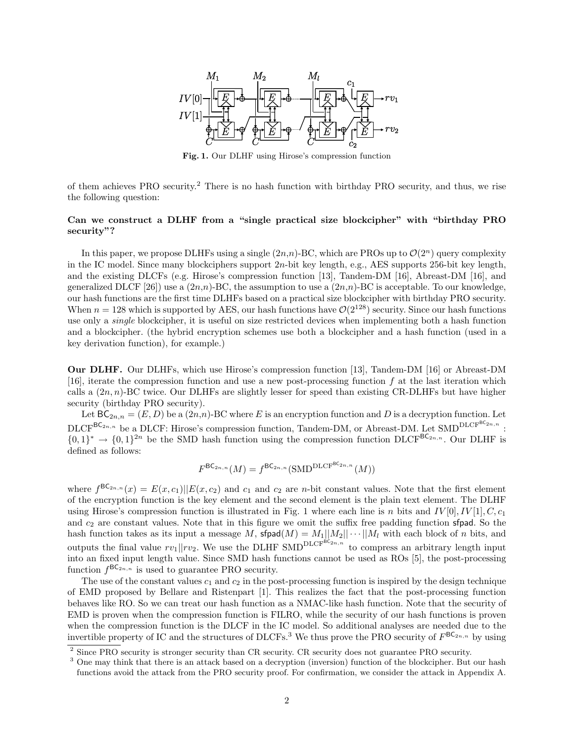Fig. 1. Our DLHF using Hirose's compression function

of them achieves PRO security.[2] There is no hash function with birthday PRO security, and thus, we rise the following question:

**Can we construct a DLHF from a "single practical size blockcipher" with "birthday PRO security"?**

In this paper, we propose DLHFs using a single $(2n,n)$-BC, which are PROs up to $\mathcal{O}(2^n)$ query complexity in the IC model. Since many blockciphers support $2n$-bit key length, e.g., AES supports 256-bit key length, and the existing DLCFs (e.g. Hirose's compression function [13], Tandem-DM [16], Abreast-DM [16], and generalized DLCF [26]) use a $(2n,n)$-BC, the assumption to use a $(2n,n)$-BC is acceptable. To our knowledge, our hash functions are the first time DLHFs based on a practical size blockcipher with birthday PRO security. When $n = 128$ which is supported by AES, our hash functions have $\mathcal{O}(2^{128})$ security. Since our hash functions use only a *single* blockcipher, it is useful on size restricted devices when implementing both a hash function and a blockcipher. (the hybrid encryption schemes use both a blockcipher and a hash function (used in a key derivation function), for example.)

**Our DLHF.** Our DLHFs, which use Hirose's compression function [13], Tandem-DM [16] or Abreast-DM [16], iterate the compression function and use a new post-processing function $f$ at the last iteration which calls a $(2n,n)$-BC twice. Our DLHFs are slightly lesser for speed than existing CR-DLHFs but have higher security (birthday PRO security).

Let $\mathsf{BC}_{2n,n} = (E, D)$ be a $(2n,n)$-BC where $E$ is an encryption function and $D$ is a decryption function. Let $\mathrm{DLCF}^{\mathsf{BC}_{2n,n}}$ be a DLCF: Hirose's compression function, Tandem-DM, or Abreast-DM. Let $\mathrm{SMD}^{\mathrm{DLCF}^{\mathsf{BC}_{2n,n}}} : \{0,1\}^* \rightarrow \{0,1\}^{2n}$ be the SMD hash function using the compression function $\mathrm{DLCF}^{\mathsf{BC}_{2n,n}}$. Our DLHF is defined as follows:

$$F^{\mathsf{BC}_{2n,n}}(M) = f^{\mathsf{BC}_{2n,n}}(\mathrm{SMD}^{\mathrm{DLCF}^{\mathsf{BC}_{2n,n}}}(M))$$

where $f^{\mathsf{BC}_{2n,n}}(x) = E(x, c_1)||E(x, c_2)$ and $c_1$ and $c_2$ are $n$-bit constant values. Note that the first element of the encryption function is the key element and the second element is the plain text element. The DLHF using Hirose's compression function is illustrated in Fig. 1 where each line is $n$ bits and $IV[0], IV[1], C, c_1$ and $c_2$ are constant values. Note that in this figure we omit the suffix free padding function $\mathsf{sfpad}$. So the hash function takes as its input a message $M$, $\mathsf{sfpad}(M) = M_1||M_2||\cdots||M_l$ with each block of $n$ bits, and outputs the final value $rv_1||rv_2$. We use the DLHF $\mathrm{SMD}^{\mathrm{DLCF}^{\mathsf{BC}_{2n,n}}}$ to compress an arbitrary length input into an fixed input length value. Since SMD hash functions cannot be used as ROs [5], the post-processing function $f^{\mathsf{BC}_{2n,n}}$ is used to guarantee PRO security.

The use of the constant values $c_1$ and $c_2$ in the post-processing function is inspired by the design technique of EMD proposed by Bellare and Ristenpart [1]. This realizes the fact that the post-processing function behaves like RO. So we can treat our hash function as a NMAC-like hash function. Note that the security of EMD is proven when the compression function is FILRO, while the security of our hash functions is proven when the compression function is the DLCF in the IC model. So additional analyses are needed due to the invertible property of IC and the structures of DLCFs.[3] We thus prove the PRO security of $F^{\mathsf{BC}_{2n,n}}$ by using

[2] Since PRO security is stronger security than CR security. CR security does not guarantee PRO security.

[3] One may think that there is an attack based on a decryption (inversion) function of the blockcipher. But our hash functions avoid the attack from the PRO security proof. For confirmation, we consider the attack in Appendix A.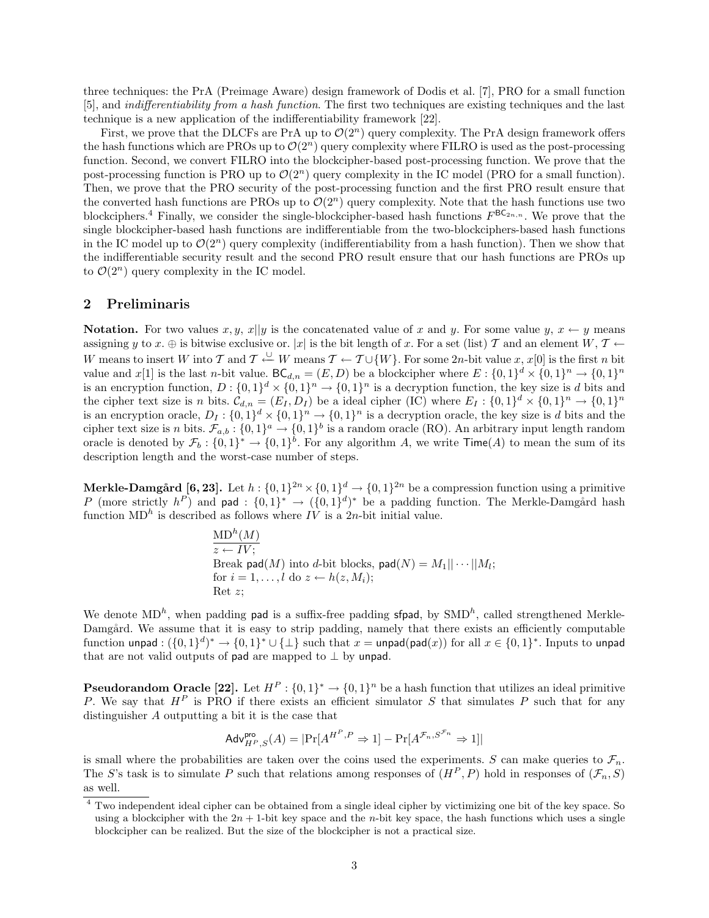three techniques: the PrA (Preimage Aware) design framework of Dodis et al. [7], PRO for a small function [5], and *indifferentiability from a hash function*. The first two techniques are existing techniques and the last technique is a new application of the indifferentiability framework [22].

First, we prove that the DLCFs are PrA up to $\mathcal{O}(2^n)$ query complexity. The PrA design framework offers the hash functions which are PROs up to $\mathcal{O}(2^n)$ query complexity where FILRO is used as the post-processing function. Second, we convert FILRO into the blockcipher-based post-processing function. We prove that the post-processing function is PRO up to $\mathcal{O}(2^n)$ query complexity in the IC model (PRO for a small function). Then, we prove that the PRO security of the post-processing function and the first PRO result ensure that the converted hash functions are PROs up to $\mathcal{O}(2^n)$ query complexity. Note that the hash functions use two blockciphers.[4] Finally, we consider the single-blockcipher-based hash functions $F^{\mathsf{BC}_{2n,n}}$. We prove that the single blockcipher-based hash functions are indifferentiable from the two-blockciphers-based hash functions in the IC model up to $\mathcal{O}(2^n)$ query complexity (indifferentiability from a hash function). Then we show that the indifferentiable security result and the second PRO result ensure that our hash functions are PROs up to $\mathcal{O}(2^n)$ query complexity in the IC model.

## 2 Preliminaris

**Notation.** For two values $x, y$, $x||y$ is the concatenated value of $x$ and $y$. For some value $y$, $x \leftarrow y$ means assigning $y$ to $x$. $\oplus$ is bitwise exclusive or. $|x|$ is the bit length of $x$. For a set (list) $\mathcal{T}$ and an element $W$, $\mathcal{T} \leftarrow W$ means to insert $W$ into $\mathcal{T}$ and $\mathcal{T} \stackrel{\cup}{\leftarrow} W$ means $\mathcal{T} \leftarrow \mathcal{T} \cup \{W\}$. For some $2n$-bit value $x$, $x[0]$ is the first $n$ bit value and $x[1]$ is the last $n$-bit value. $\mathsf{BC}_{d,n} = (E, D)$ be a blockcipher where $E : \{0,1\}^d \times \{0,1\}^n \to \{0,1\}^n$ is an encryption function, $D : \{0,1\}^d \times \{0,1\}^n \to \{0,1\}^n$ is a decryption function, the key size is $d$ bits and the cipher text size is $n$ bits. $\mathcal{C}_{d,n} = (E_I, D_I)$ be a ideal cipher (IC) where $E_I : \{0,1\}^d \times \{0,1\}^n \to \{0,1\}^n$ is an encryption oracle, $D_I : \{0,1\}^d \times \{0,1\}^n \to \{0,1\}^n$ is a decryption oracle, the key size is $d$ bits and the cipher text size is $n$ bits. $\mathcal{F}_{a,b} : \{0,1\}^a \to \{0,1\}^b$ is a random oracle (RO). An arbitrary input length random oracle is denoted by $\mathcal{F}_b : \{0,1\}^* \to \{0,1\}^b$. For any algorithm $A$, we write $\mathsf{Time}(A)$ to mean the sum of its description length and the worst-case number of steps.

**Merkle-Damgård [6, 23].** Let $h : \{0,1\}^{2n} \times \{0,1\}^d \to \{0,1\}^{2n}$ be a compression function using a primitive $P$ (more strictly $h^P$) and $\mathsf{pad} : \{0,1\}^* \to (\{0,1\}^d)^*$ be a padding function. The Merkle-Damgård hash function $\mathrm{MD}^h$ is described as follows where $IV$ is a $2n$-bit initial value.

```
MD^h(M)
z ← IV;
Break pad(M) into d-bit blocks, pad(N) = M_1||···||M_l;
for i = 1,...,l do z ← h(z, M_i);
Ret z;
```

We denote $\mathrm{MD}^h$, when padding $\mathsf{pad}$ is a suffix-free padding $\mathsf{sfpad}$, by $\mathrm{SMD}^h$, called strengthened Merkle-Damgård. We assume that it is easy to strip padding, namely that there exists an efficiently computable function $\mathsf{unpad} : (\{0,1\}^d)^* \to \{0,1\}^* \cup \{\perp\}$ such that $x = \mathsf{unpad}(\mathsf{pad}(x))$ for all $x \in \{0,1\}^*$. Inputs to $\mathsf{unpad}$ that are not valid outputs of $\mathsf{pad}$ are mapped to $\perp$ by $\mathsf{unpad}$.

**Pseudorandom Oracle [22].** Let $H^P : \{0,1\}^* \to \{0,1\}^n$ be a hash function that utilizes an ideal primitive $P$. We say that $H^P$ is PRO if there exists an efficient simulator $S$ that simulates $P$ such that for any distinguisher $A$ outputting a bit it is the case that

$$\mathsf{Adv}^{\mathsf{pro}}_{H^P,S}(A) = |\Pr[A^{H^P,P} \Rightarrow 1] - \Pr[A^{\mathcal{F}_n, S^{\mathcal{F}_n}} \Rightarrow 1]|$$

is small where the probabilities are taken over the coins used the experiments. $S$ can make queries to $\mathcal{F}_n$. The $S$'s task is to simulate $P$ such that relations among responses of $(H^P, P)$ hold in responses of $(\mathcal{F}_n, S)$ as well.

[4] Two independent ideal cipher can be obtained from a single ideal cipher by victimizing one bit of the key space. So using a blockcipher with the $2n+1$-bit key space and the $n$-bit key space, the hash functions which uses a single blockcipher can be realized. But the size of the blockcipher is not a practical size.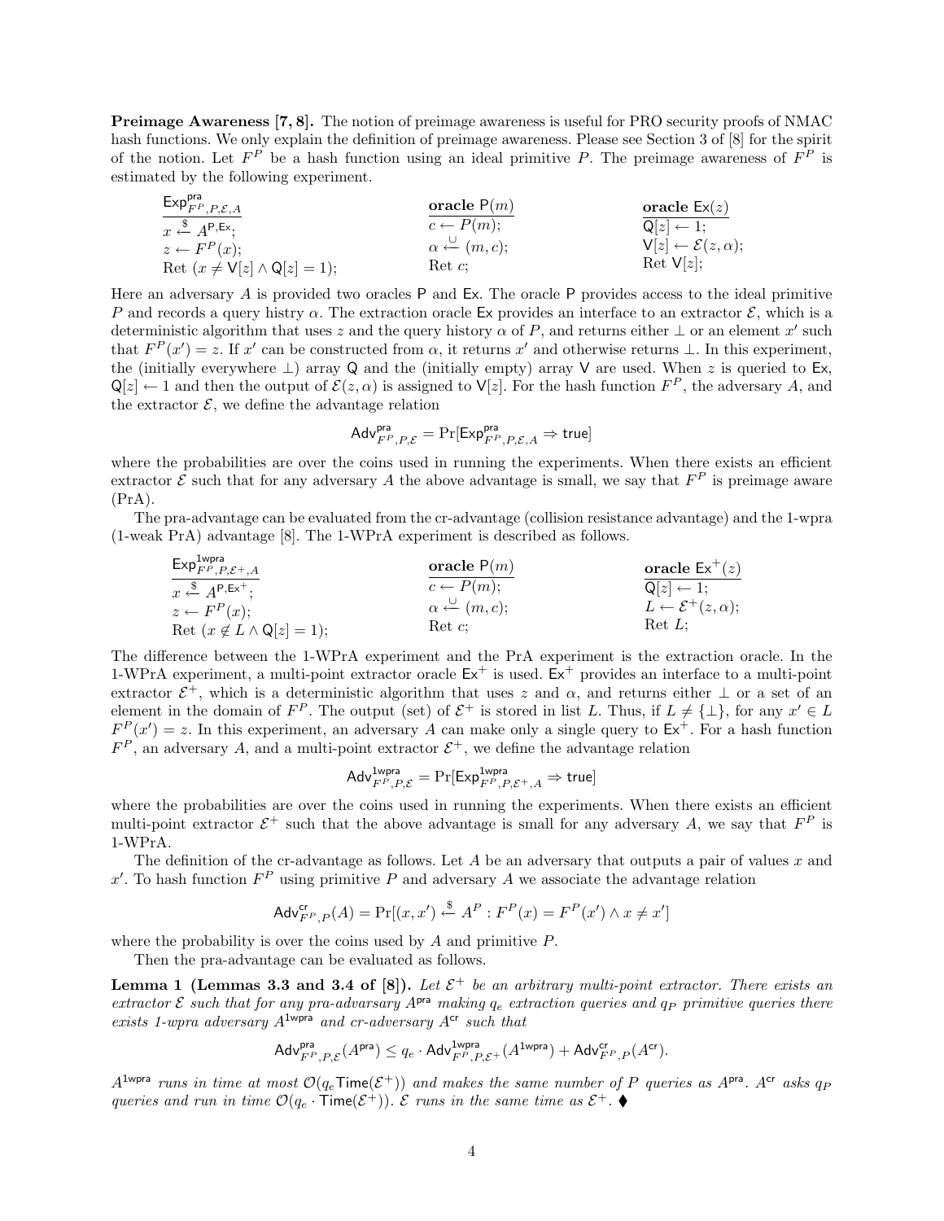**Preimage Awareness [7, 8].** The notion of preimage awareness is useful for PRO security proofs of NMAC hash functions. We only explain the definition of preimage awareness. Please see Section 3 of [8] for the spirit of the notion. Let $F^P$ be a hash function using an ideal primitive $P$. The preimage awareness of $F^P$ is estimated by the following experiment.

| $\underline{\mathsf{Exp}^{\mathsf{pra}}_{F^P,P,\mathcal{E},A}}$ | $\underline{\textbf{oracle } \mathsf{P}(m)}$ | $\underline{\textbf{oracle } \mathsf{Ex}(z)}$ |
|---|---|---|
| $x \xleftarrow{\$} A^{\mathsf{P},\mathsf{Ex}}$; | $c \leftarrow P(m)$; | $\mathsf{Q}[z] \leftarrow 1$; |
| $z \leftarrow F^P(x)$; | $\alpha \xleftarrow{\cup} (m, c)$; | $\mathsf{V}[z] \leftarrow \mathcal{E}(z, \alpha)$; |
| Ret $(x \neq \mathsf{V}[z] \wedge \mathsf{Q}[z] = 1)$; | Ret $c$; | Ret $\mathsf{V}[z]$; |

Here an adversary $A$ is provided two oracles $\mathsf{P}$ and $\mathsf{Ex}$. The oracle $\mathsf{P}$ provides access to the ideal primitive $P$ and records a query histry $\alpha$. The extraction oracle $\mathsf{Ex}$ provides an interface to an extractor $\mathcal{E}$, which is a deterministic algorithm that uses $z$ and the query history $\alpha$ of $P$, and returns either $\perp$ or an element $x'$ such that $F^P(x') = z$. If $x'$ can be constructed from $\alpha$, it returns $x'$ and otherwise returns $\perp$. In this experiment, the (initially everywhere $\perp$) array $\mathsf{Q}$ and the (initially empty) array $\mathsf{V}$ are used. When $z$ is queried to $\mathsf{Ex}$, $\mathsf{Q}[z] \leftarrow 1$ and then the output of $\mathcal{E}(z, \alpha)$ is assigned to $\mathsf{V}[z]$. For the hash function $F^P$, the adversary $A$, and the extractor $\mathcal{E}$, we define the advantage relation

$$\mathsf{Adv}^{\mathsf{pra}}_{F^P,P,\mathcal{E}} = \Pr[\mathsf{Exp}^{\mathsf{pra}}_{F^P,P,\mathcal{E},A} \Rightarrow \mathsf{true}]$$

where the probabilities are over the coins used in running the experiments. When there exists an efficient extractor $\mathcal{E}$ such that for any adversary $A$ the above advantage is small, we say that $F^P$ is preimage aware (PrA).

The pra-advantage can be evaluated from the cr-advantage (collision resistance advantage) and the 1-wpra (1-weak PrA) advantage [8]. The 1-WPrA experiment is described as follows.

| $\underline{\mathsf{Exp}^{\mathsf{1wpra}}_{F^P,P,\mathcal{E}^+,A}}$ | $\underline{\textbf{oracle } \mathsf{P}(m)}$ | $\underline{\textbf{oracle } \mathsf{Ex}^+(z)}$ |
|---|---|---|
| $x \xleftarrow{\$} A^{\mathsf{P},\mathsf{Ex}^+}$; | $c \leftarrow P(m)$; | $\mathsf{Q}[z] \leftarrow 1$; |
| $z \leftarrow F^P(x)$; | $\alpha \xleftarrow{\cup} (m, c)$; | $L \leftarrow \mathcal{E}^+(z, \alpha)$; |
| Ret $(x \notin L \wedge \mathsf{Q}[z] = 1)$; | Ret $c$; | Ret $L$; |

The difference between the 1-WPrA experiment and the PrA experiment is the extraction oracle. In the 1-WPrA experiment, a multi-point extractor oracle $\mathsf{Ex}^+$ is used. $\mathsf{Ex}^+$ provides an interface to a multi-point extractor $\mathcal{E}^+$, which is a deterministic algorithm that uses $z$ and $\alpha$, and returns either $\perp$ or a set of an element in the domain of $F^P$. The output (set) of $\mathcal{E}^+$ is stored in list $L$. Thus, if $L \neq \{\perp\}$, for any $x' \in L$ $F^P(x') = z$. In this experiment, an adversary $A$ can make only a single query to $\mathsf{Ex}^+$. For a hash function $F^P$, an adversary $A$, and a multi-point extractor $\mathcal{E}^+$, we define the advantage relation

$$\mathsf{Adv}^{\mathsf{1wpra}}_{F^P,P,\mathcal{E}} = \Pr[\mathsf{Exp}^{\mathsf{1wpra}}_{F^P,P,\mathcal{E}^+,A} \Rightarrow \mathsf{true}]$$

where the probabilities are over the coins used in running the experiments. When there exists an efficient multi-point extractor $\mathcal{E}^+$ such that the above advantage is small for any adversary $A$, we say that $F^P$ is 1-WPrA.

The definition of the cr-advantage as follows. Let $A$ be an adversary that outputs a pair of values $x$ and $x'$. To hash function $F^P$ using primitive $P$ and adversary $A$ we associate the advantage relation

$$\mathsf{Adv}^{\mathsf{cr}}_{F^P,P}(A) = \Pr[(x, x') \xleftarrow{\$} A^P : F^P(x) = F^P(x') \wedge x \neq x']$$

where the probability is over the coins used by $A$ and primitive $P$.

Then the pra-advantage can be evaluated as follows.

**Lemma 1 (Lemmas 3.3 and 3.4 of [8]).** *Let $\mathcal{E}^+$ be an arbitrary multi-point extractor. There exists an extractor $\mathcal{E}$ such that for any pra-advarsary $A^{\mathsf{pra}}$ making $q_e$ extraction queries and $q_P$ primitive queries there exists 1-wpra adversary $A^{\mathsf{1wpra}}$ and cr-adversary $A^{\mathsf{cr}}$ such that*

$$\mathsf{Adv}^{\mathsf{pra}}_{F^P,P,\mathcal{E}}(A^{\mathsf{pra}}) \leq q_e \cdot \mathsf{Adv}^{\mathsf{1wpra}}_{F^P,P,\mathcal{E}^+}(A^{\mathsf{1wpra}}) + \mathsf{Adv}^{\mathsf{cr}}_{F^P,P}(A^{\mathsf{cr}}).$$

*$A^{\mathsf{1wpra}}$ runs in time at most $\mathcal{O}(q_e \mathsf{Time}(\mathcal{E}^+))$ and makes the same number of $P$ queries as $A^{\mathsf{pra}}$. $A^{\mathsf{cr}}$ asks $q_P$ queries and run in time $\mathcal{O}(q_e \cdot \mathsf{Time}(\mathcal{E}^+))$. $\mathcal{E}$ runs in the same time as $\mathcal{E}^+$.* ♦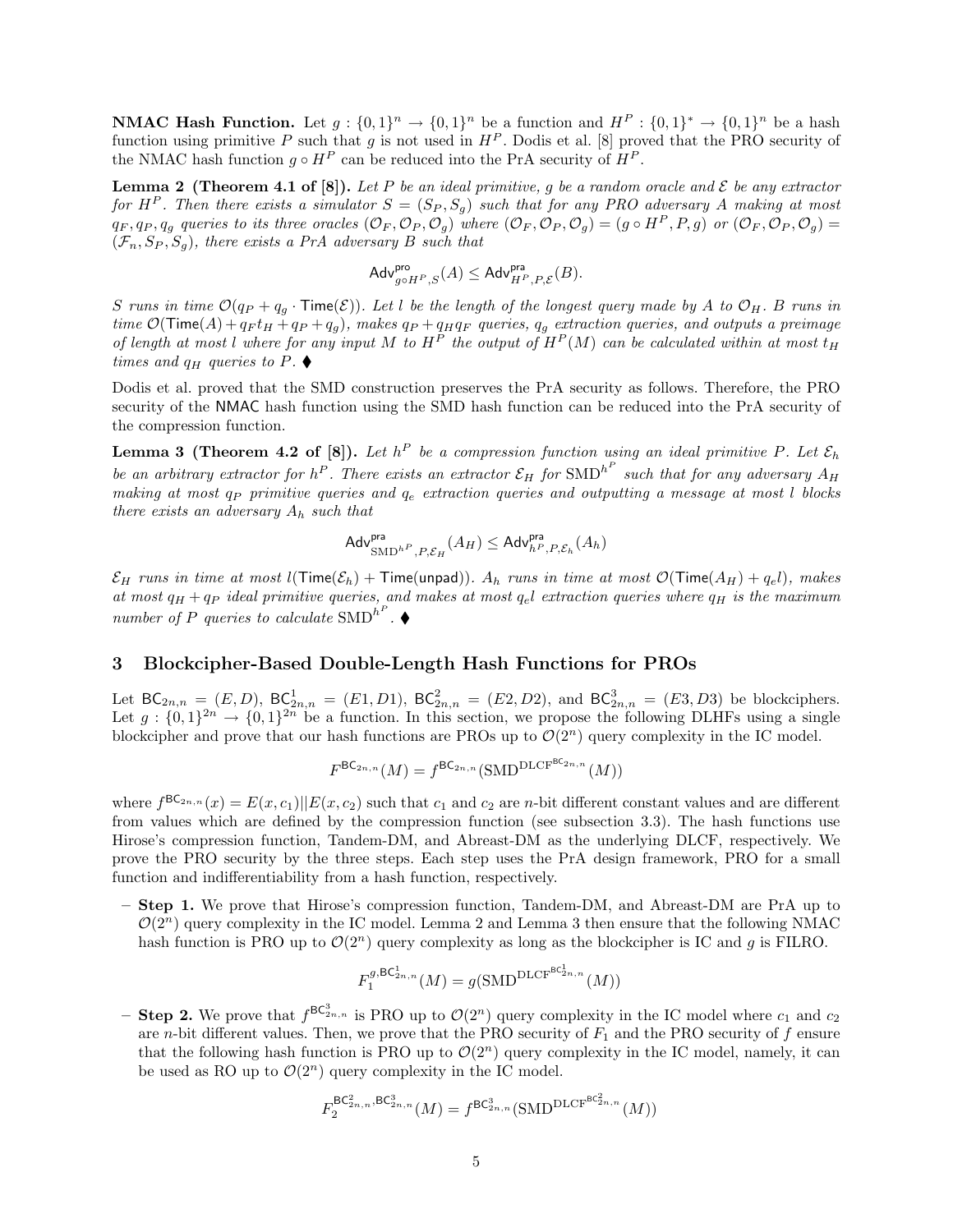**NMAC Hash Function.** Let $g : \{0,1\}^n \to \{0,1\}^n$ be a function and $H^P : \{0,1\}^* \to \{0,1\}^n$ be a hash function using primitive $P$ such that $g$ is not used in $H^P$. Dodis et al. [8] proved that the PRO security of the NMAC hash function $g \circ H^P$ can be reduced into the PrA security of $H^P$.

**Lemma 2 (Theorem 4.1 of [8]).** *Let $P$ be an ideal primitive, $g$ be a random oracle and $\mathcal{E}$ be any extractor for $H^P$. Then there exists a simulator $S = (S_P, S_g)$ such that for any PRO adversary $A$ making at most $q_F, q_P, q_g$ queries to its three oracles $(\mathcal{O}_F, \mathcal{O}_P, \mathcal{O}_g)$ where $(\mathcal{O}_F, \mathcal{O}_P, \mathcal{O}_g) = (g \circ H^P, P, g)$ or $(\mathcal{O}_F, \mathcal{O}_P, \mathcal{O}_g) = (\mathcal{F}_n, S_P, S_g)$, there exists a PrA adversary $B$ such that*

$$\mathsf{Adv}^{\mathsf{pro}}_{g \circ H^P, S}(A) \leq \mathsf{Adv}^{\mathsf{pra}}_{H^P, P, \mathcal{E}}(B).$$

*$S$ runs in time $\mathcal{O}(q_P + q_g \cdot \mathsf{Time}(\mathcal{E}))$. Let $l$ be the length of the longest query made by $A$ to $\mathcal{O}_H$. $B$ runs in time $\mathcal{O}(\mathsf{Time}(A) + q_F t_H + q_P + q_g)$, makes $q_P + q_H q_F$ queries, $q_g$ extraction queries, and outputs a preimage of length at most $l$ where for any input $M$ to $H^P$ the output of $H^P(M)$ can be calculated within at most $t_H$ times and $q_H$ queries to $P$.* ♦

Dodis et al. proved that the SMD construction preserves the PrA security as follows. Therefore, the PRO security of the NMAC hash function using the SMD hash function can be reduced into the PrA security of the compression function.

**Lemma 3 (Theorem 4.2 of [8]).** *Let $h^P$ be a compression function using an ideal primitive $P$. Let $\mathcal{E}_h$ be an arbitrary extractor for $h^P$. There exists an extractor $\mathcal{E}_H$ for $\mathrm{SMD}^{h^P}$ such that for any adversary $A_H$ making at most $q_P$ primitive queries and $q_e$ extraction queries and outputting a message at most $l$ blocks there exists an adversary $A_h$ such that*

$$\mathsf{Adv}^{\mathsf{pra}}_{\mathrm{SMD}^{h^P}, P, \mathcal{E}_H}(A_H) \leq \mathsf{Adv}^{\mathsf{pra}}_{h^P, P, \mathcal{E}_h}(A_h)$$

*$\mathcal{E}_H$ runs in time at most $l(\mathsf{Time}(\mathcal{E}_h) + \mathsf{Time}(\mathsf{unpad}))$. $A_h$ runs in time at most $\mathcal{O}(\mathsf{Time}(A_H) + q_e l)$, makes at most $q_H + q_P$ ideal primitive queries, and makes at most $q_e l$ extraction queries where $q_H$ is the maximum number of $P$ queries to calculate $\mathrm{SMD}^{h^P}$.* ♦

## 3 Blockcipher-Based Double-Length Hash Functions for PROs

Let $\mathsf{BC}_{2n,n} = (E, D)$, $\mathsf{BC}^1_{2n,n} = (E1, D1)$, $\mathsf{BC}^2_{2n,n} = (E2, D2)$, and $\mathsf{BC}^3_{2n,n} = (E3, D3)$ be blockciphers. Let $g : \{0,1\}^{2n} \to \{0,1\}^{2n}$ be a function. In this section, we propose the following DLHFs using a single blockcipher and prove that our hash functions are PROs up to $\mathcal{O}(2^n)$ query complexity in the IC model.

$$F^{\mathsf{BC}_{2n,n}}(M) = f^{\mathsf{BC}_{2n,n}}(\mathrm{SMD}^{\mathrm{DLCF}^{\mathsf{BC}_{2n,n}}}(M))$$

where $f^{\mathsf{BC}_{2n,n}}(x) = E(x, c_1) || E(x, c_2)$ such that $c_1$ and $c_2$ are $n$-bit different constant values and are different from values which are defined by the compression function (see subsection 3.3). The hash functions use Hirose's compression function, Tandem-DM, and Abreast-DM as the underlying DLCF, respectively. We prove the PRO security by the three steps. Each step uses the PrA design framework, PRO for a small function and indifferentiability from a hash function, respectively.

- **Step 1.** We prove that Hirose's compression function, Tandem-DM, and Abreast-DM are PrA up to $\mathcal{O}(2^n)$ query complexity in the IC model. Lemma 2 and Lemma 3 then ensure that the following NMAC hash function is PRO up to $\mathcal{O}(2^n)$ query complexity as long as the blockcipher is IC and $g$ is FILRO.

$$F_1^{g, \mathsf{BC}^1_{2n,n}}(M) = g(\mathrm{SMD}^{\mathrm{DLCF}^{\mathsf{BC}^1_{2n,n}}}(M))$$

- **Step 2.** We prove that $f^{\mathsf{BC}^3_{2n,n}}$ is PRO up to $\mathcal{O}(2^n)$ query complexity in the IC model where $c_1$ and $c_2$ are $n$-bit different values. Then, we prove that the PRO security of $F_1$ and the PRO security of $f$ ensure that the following hash function is PRO up to $\mathcal{O}(2^n)$ query complexity in the IC model, namely, it can be used as RO up to $\mathcal{O}(2^n)$ query complexity in the IC model.

$$F_2^{\mathsf{BC}^2_{2n,n}, \mathsf{BC}^3_{2n,n}}(M) = f^{\mathsf{BC}^3_{2n,n}}(\mathrm{SMD}^{\mathrm{DLCF}^{\mathsf{BC}^2_{2n,n}}}(M))$$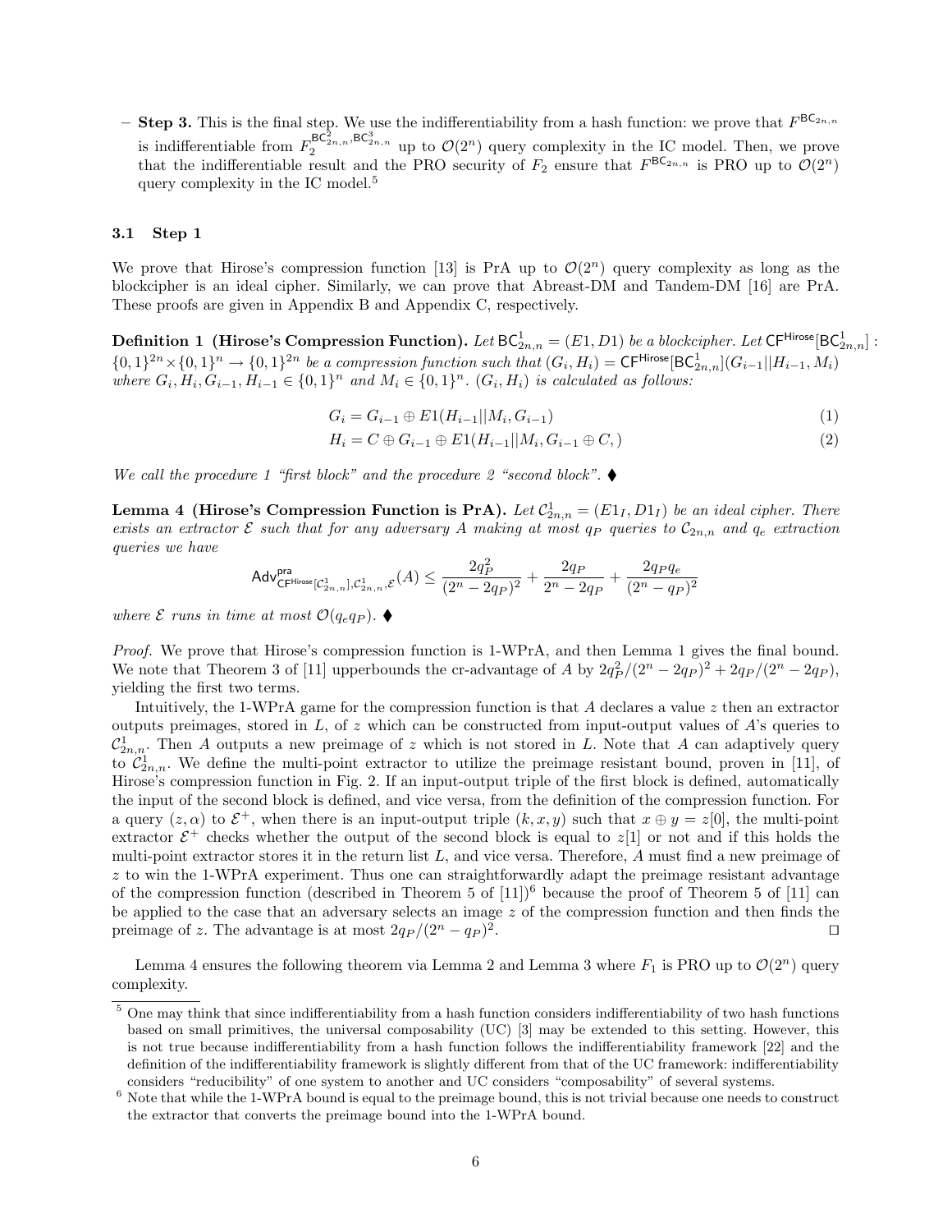– **Step 3.** This is the final step. We use the indifferentiability from a hash function: we prove that $F^{\mathsf{BC}_{2n,n}}$ is indifferentiable from $F_2^{\mathsf{BC}^2_{2n,n},\mathsf{BC}^3_{2n,n}}$ up to $\mathcal{O}(2^n)$ query complexity in the IC model. Then, we prove that the indifferentiable result and the PRO security of $F_2$ ensure that $F^{\mathsf{BC}_{2n,n}}$ is PRO up to $\mathcal{O}(2^n)$ query complexity in the IC model.[5]

### 3.1 Step 1

We prove that Hirose's compression function [13] is PrA up to $\mathcal{O}(2^n)$ query complexity as long as the blockcipher is an ideal cipher. Similarly, we can prove that Abreast-DM and Tandem-DM [16] are PrA. These proofs are given in Appendix B and Appendix C, respectively.

**Definition 1 (Hirose's Compression Function).** *Let $\mathsf{BC}^1_{2n,n} = (E1, D1)$ be a blockcipher. Let $\mathsf{CF}^{\mathsf{Hirose}}[\mathsf{BC}^1_{2n,n}] : \{0,1\}^{2n} \times \{0,1\}^n \rightarrow \{0,1\}^{2n}$ be a compression function such that $(G_i, H_i) = \mathsf{CF}^{\mathsf{Hirose}}[\mathsf{BC}^1_{2n,n}](G_{i-1}||H_{i-1}, M_i)$ where $G_i, H_i, G_{i-1}, H_{i-1} \in \{0,1\}^n$ and $M_i \in \{0,1\}^n$. $(G_i, H_i)$ is calculated as follows:*

$$G_i = G_{i-1} \oplus E1(H_{i-1}||M_i, G_{i-1}) \tag{1}$$

$$H_i = C \oplus G_{i-1} \oplus E1(H_{i-1}||M_i, G_{i-1} \oplus C,) \tag{2}$$

*We call the procedure 1 "first block" and the procedure 2 "second block".* ♦

**Lemma 4 (Hirose's Compression Function is PrA).** *Let $\mathcal{C}^1_{2n,n} = (E1_I, D1_I)$ be an ideal cipher. There exists an extractor $\mathcal{E}$ such that for any adversary $A$ making at most $q_P$ queries to $\mathcal{C}_{2n,n}$ and $q_e$ extraction queries we have*

$$\mathsf{Adv}^{\mathsf{pra}}_{\mathsf{CF}^{\mathsf{Hirose}}[\mathcal{C}^1_{2n,n}],\mathcal{C}^1_{2n,n},\mathcal{E}}(A) \leq \frac{2q_P^2}{(2^n - 2q_P)^2} + \frac{2q_P}{2^n - 2q_P} + \frac{2q_P q_e}{(2^n - q_P)^2}$$

*where $\mathcal{E}$ runs in time at most $\mathcal{O}(q_e q_P)$.* ♦

*Proof.* We prove that Hirose's compression function is 1-WPrA, and then Lemma 1 gives the final bound. We note that Theorem 3 of [11] upperbounds the cr-advantage of $A$ by $2q_P^2/(2^n - 2q_P)^2 + 2q_P/(2^n - 2q_P)$, yielding the first two terms.

Intuitively, the 1-WPrA game for the compression function is that $A$ declares a value $z$ then an extractor outputs preimages, stored in $L$, of $z$ which can be constructed from input-output values of $A$'s queries to $\mathcal{C}^1_{2n,n}$. Then $A$ outputs a new preimage of $z$ which is not stored in $L$. Note that $A$ can adaptively query to $\mathcal{C}^1_{2n,n}$. We define the multi-point extractor to utilize the preimage resistant bound, proven in [11], of Hirose's compression function in Fig. 2. If an input-output triple of the first block is defined, automatically the input of the second block is defined, and vice versa, from the definition of the compression function. For a query $(z, \alpha)$ to $\mathcal{E}^+$, when there is an input-output triple $(k, x, y)$ such that $x \oplus y = z[0]$, the multi-point extractor $\mathcal{E}^+$ checks whether the output of the second block is equal to $z[1]$ or not and if this holds the multi-point extractor stores it in the return list $L$, and vice versa. Therefore, $A$ must find a new preimage of $z$ to win the 1-WPrA experiment. Thus one can straightforwardly adapt the preimage resistant advantage of the compression function (described in Theorem 5 of [11])[6] because the proof of Theorem 5 of [11] can be applied to the case that an adversary selects an image $z$ of the compression function and then finds the preimage of $z$. The advantage is at most $2q_P/(2^n - q_P)^2$. ⊓⊔

Lemma 4 ensures the following theorem via Lemma 2 and Lemma 3 where $F_1$ is PRO up to $\mathcal{O}(2^n)$ query complexity.

---

[5] One may think that since indifferentiability from a hash function considers indifferentiability of two hash functions based on small primitives, the universal composability (UC) [3] may be extended to this setting. However, this is not true because indifferentiability from a hash function follows the indifferentiability framework [22] and the definition of the indifferentiability framework is slightly different from that of the UC framework: indifferentiability considers "reducibility" of one system to another and UC considers "composability" of several systems.

[6] Note that while the 1-WPrA bound is equal to the preimage bound, this is not trivial because one needs to construct the extractor that converts the preimage bound into the 1-WPrA bound.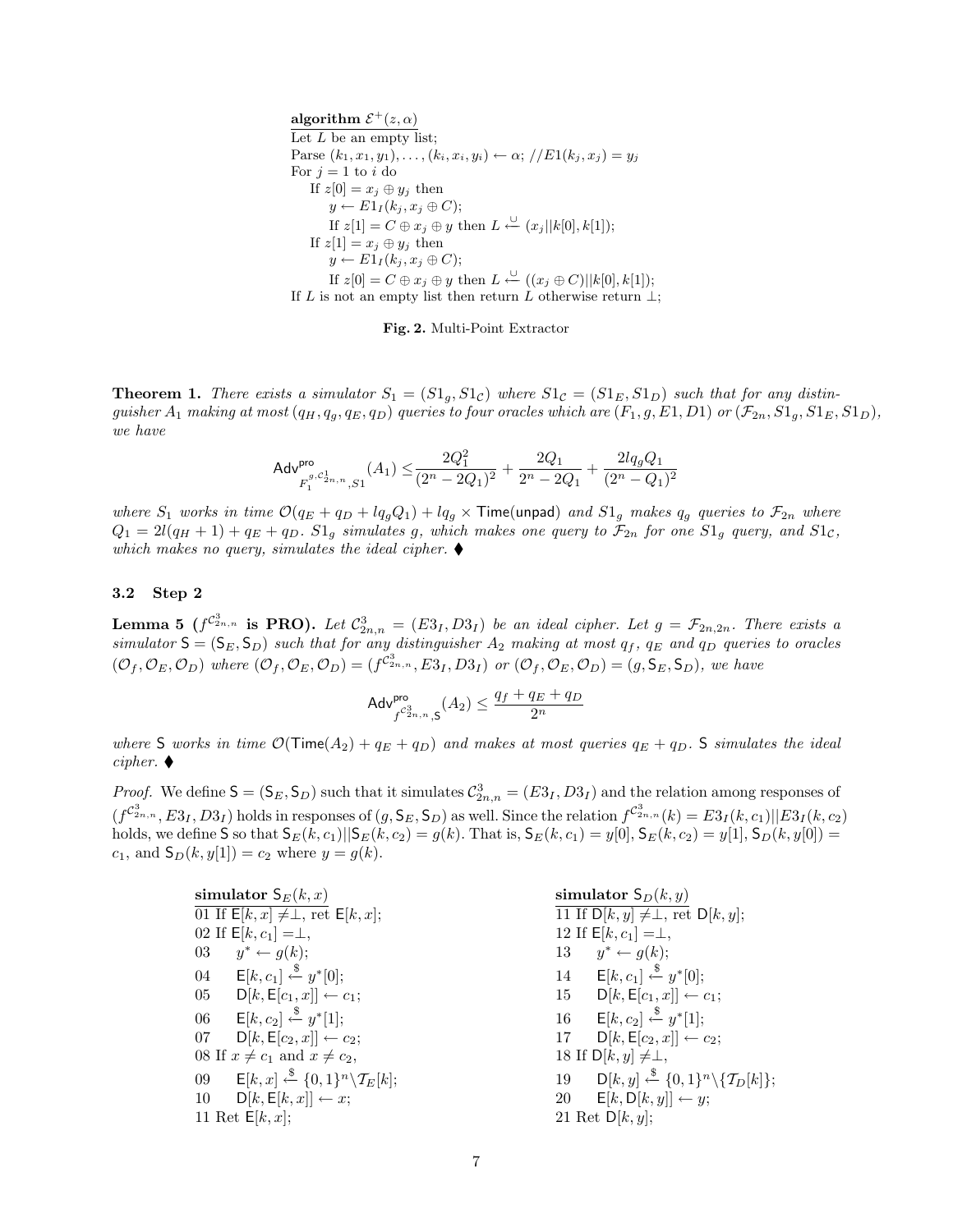```
algorithm E^+(z, α)
Let L be an empty list;
Parse (k_1, x_1, y_1), ..., (k_i, x_i, y_i) ← α; //E1(k_j, x_j) = y_j
For j = 1 to i do
    If z[0] = x_j ⊕ y_j then
        y ← E1_I(k_j, x_j ⊕ C);
        If z[1] = C ⊕ x_j ⊕ y then L ←∪ (x_j||k[0], k[1]);
    If z[1] = x_j ⊕ y_j then
        y ← E1_I(k_j, x_j ⊕ C);
        If z[0] = C ⊕ x_j ⊕ y then L ←∪ ((x_j ⊕ C)||k[0], k[1]);
If L is not an empty list then return L otherwise return ⊥;
```

**Fig. 2.** Multi-Point Extractor

**Theorem 1.** *There exists a simulator $S_1 = (S1_g, S1_{\mathcal{C}})$ where $S1_{\mathcal{C}} = (S1_E, S1_D)$ such that for any distinguisher $A_1$ making at most $(q_H, q_g, q_E, q_D)$ queries to four oracles which are $(F_1, g, E1, D1)$ or $(\mathcal{F}_{2n}, S1_g, S1_E, S1_D)$, we have*

$$\mathsf{Adv}^{\mathsf{pro}}_{F_1^{g,\mathcal{C}^1_{2n,n}}, S1}(A_1) \leq \frac{2Q_1^2}{(2^n - 2Q_1)^2} + \frac{2Q_1}{2^n - 2Q_1} + \frac{2lq_gQ_1}{(2^n - Q_1)^2}$$

*where $S_1$ works in time $\mathcal{O}(q_E + q_D + lq_gQ_1) + lq_g \times \mathsf{Time}(\mathsf{unpad})$ and $S1_g$ makes $q_g$ queries to $\mathcal{F}_{2n}$ where $Q_1 = 2l(q_H + 1) + q_E + q_D$. $S1_g$ simulates $g$, which makes one query to $\mathcal{F}_{2n}$ for one $S1_g$ query, and $S1_{\mathcal{C}}$, which makes no query, simulates the ideal cipher.* ⧫

### 3.2 Step 2

**Lemma 5 ($f^{\mathcal{C}^3_{2n,n}}$ is PRO).** *Let $\mathcal{C}^3_{2n,n} = (E3_I, D3_I)$ be an ideal cipher. Let $g = \mathcal{F}_{2n,2n}$. There exists a simulator $\mathsf{S} = (\mathsf{S}_E, \mathsf{S}_D)$ such that for any distinguisher $A_2$ making at most $q_f$, $q_E$ and $q_D$ queries to oracles $(\mathcal{O}_f, \mathcal{O}_E, \mathcal{O}_D)$ where $(\mathcal{O}_f, \mathcal{O}_E, \mathcal{O}_D) = (f^{\mathcal{C}^3_{2n,n}}, E3_I, D3_I)$ or $(\mathcal{O}_f, \mathcal{O}_E, \mathcal{O}_D) = (g, \mathsf{S}_E, \mathsf{S}_D)$, we have*

$$\mathsf{Adv}^{\mathsf{pro}}_{f^{\mathcal{C}^3_{2n,n}}, \mathsf{S}}(A_2) \leq \frac{q_f + q_E + q_D}{2^n}$$

*where $\mathsf{S}$ works in time $\mathcal{O}(\mathsf{Time}(A_2) + q_E + q_D)$ and makes at most queries $q_E + q_D$. $\mathsf{S}$ simulates the ideal cipher.* ⧫

*Proof.* We define $\mathsf{S} = (\mathsf{S}_E, \mathsf{S}_D)$ such that it simulates $\mathcal{C}^3_{2n,n} = (E3_I, D3_I)$ and the relation among responses of $(f^{\mathcal{C}^3_{2n,n}}, E3_I, D3_I)$ holds in responses of $(g, \mathsf{S}_E, \mathsf{S}_D)$ as well. Since the relation $f^{\mathcal{C}^3_{2n,n}}(k) = E3_I(k, c_1)||E3_I(k, c_2)$ holds, we define $\mathsf{S}$ so that $\mathsf{S}_E(k, c_1)||\mathsf{S}_E(k, c_2) = g(k)$. That is, $\mathsf{S}_E(k, c_1) = y[0]$, $\mathsf{S}_E(k, c_2) = y[1]$, $\mathsf{S}_D(k, y[0]) = c_1$, and $\mathsf{S}_D(k, y[1]) = c_2$ where $y = g(k)$.

```
simulator S_E(k, x)
01 If E[k, x] ≠⊥, ret E[k, x];
02 If E[k, c_1] =⊥,
03     y* ← g(k);
04     E[k, c_1] ←$ y*[0];
05     D[k, E[c_1, x]] ← c_1;
06     E[k, c_2] ←$ y*[1];
07     D[k, E[c_2, x]] ← c_2;
08 If x ≠ c_1 and x ≠ c_2,
09     E[k, x] ←$ {0,1}^n \ T_E[k];
10     D[k, E[k, x]] ← x;
11 Ret E[k, x];
```

```
simulator S_D(k, y)
11 If D[k, y] ≠⊥, ret D[k, y];
12 If E[k, c_1] =⊥,
13     y* ← g(k);
14     E[k, c_1] ←$ y*[0];
15     D[k, E[c_1, x]] ← c_1;
16     E[k, c_2] ←$ y*[1];
17     D[k, E[c_2, x]] ← c_2;
18 If D[k, y] ≠⊥,
19     D[k, y] ←$ {0,1}^n \ {T_D[k]};
20     E[k, D[k, y]] ← y;
21 Ret D[k, y];
```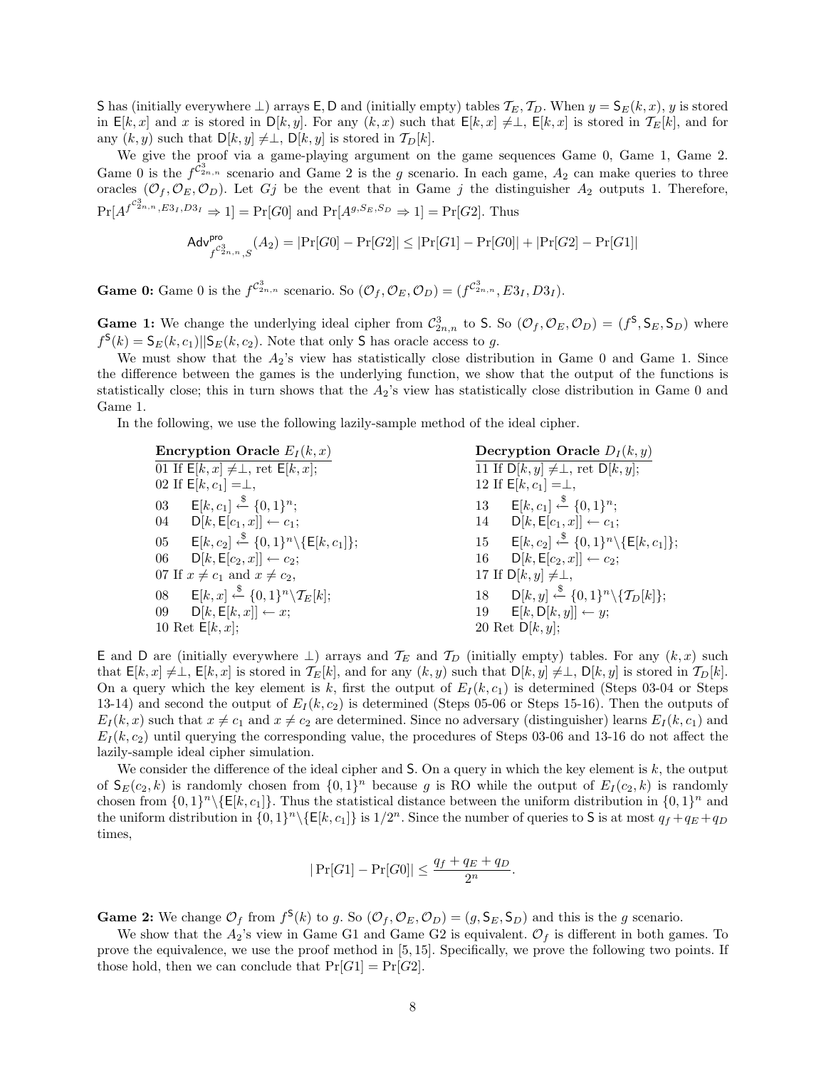S has (initially everywhere $\perp$) arrays $\mathsf{E}, \mathsf{D}$ and (initially empty) tables $\mathcal{T}_E, \mathcal{T}_D$. When $y = \mathsf{S}_E(k,x)$, $y$ is stored in $\mathsf{E}[k,x]$ and $x$ is stored in $\mathsf{D}[k,y]$. For any $(k,x)$ such that $\mathsf{E}[k,x] \neq \perp$, $\mathsf{E}[k,x]$ is stored in $\mathcal{T}_E[k]$, and for any $(k,y)$ such that $\mathsf{D}[k,y] \neq \perp$, $\mathsf{D}[k,y]$ is stored in $\mathcal{T}_D[k]$.

We give the proof via a game-playing argument on the game sequences Game 0, Game 1, Game 2. Game 0 is the $f^{\mathcal{C}^3_{2n,n}}$ scenario and Game 2 is the $g$ scenario. In each game, $A_2$ can make queries to three oracles $(\mathcal{O}_f, \mathcal{O}_E, \mathcal{O}_D)$. Let $Gj$ be the event that in Game $j$ the distinguisher $A_2$ outputs 1. Therefore, $\Pr[A^{f^{\mathcal{C}^3_{2n,n}}, E3_I, D3_I} \Rightarrow 1] = \Pr[G0]$ and $\Pr[A^{g,\mathsf{S}_E,\mathsf{S}_D} \Rightarrow 1] = \Pr[G2]$. Thus

$$\mathsf{Adv}^{\mathsf{pro}}_{f^{\mathcal{C}^3_{2n,n}},S}(A_2) = |\Pr[G0] - \Pr[G2]| \leq |\Pr[G1] - \Pr[G0]| + |\Pr[G2] - \Pr[G1]|$$

**Game 0:** Game 0 is the $f^{\mathcal{C}^3_{2n,n}}$ scenario. So $(\mathcal{O}_f, \mathcal{O}_E, \mathcal{O}_D) = (f^{\mathcal{C}^3_{2n,n}}, E3_I, D3_I)$.

**Game 1:** We change the underlying ideal cipher from $\mathcal{C}^3_{2n,n}$ to S. So $(\mathcal{O}_f, \mathcal{O}_E, \mathcal{O}_D) = (f^{\mathsf{S}}, \mathsf{S}_E, \mathsf{S}_D)$ where $f^{\mathsf{S}}(k) = \mathsf{S}_E(k,c_1)||\mathsf{S}_E(k,c_2)$. Note that only S has oracle access to $g$.

We must show that the $A_2$'s view has statistically close distribution in Game 0 and Game 1. Since the difference between the games is the underlying function, we show that the output of the functions is statistically close; this in turn shows that the $A_2$'s view has statistically close distribution in Game 0 and Game 1.

In the following, we use the following lazily-sample method of the ideal cipher.

**Encryption Oracle $E_I(k,x)$**

```
01 If E[k,x] ≠ ⊥, ret E[k,x];
02 If E[k,c1] = ⊥,
03     E[k,c1] <-$ {0,1}^n;
04     D[k,E[c1,x]] <- c1;
05     E[k,c2] <-$ {0,1}^n \ {E[k,c1]};
06     D[k,E[c2,x]] <- c2;
07 If x ≠ c1 and x ≠ c2,
08     E[k,x] <-$ {0,1}^n \ T_E[k];
09     D[k,E[k,x]] <- x;
10 Ret E[k,x];
```

**Decryption Oracle $D_I(k,y)$**

```
11 If D[k,y] ≠ ⊥, ret D[k,y];
12 If E[k,c1] = ⊥,
13     E[k,c1] <-$ {0,1}^n;
14     D[k,E[c1,x]] <- c1;
15     E[k,c2] <-$ {0,1}^n \ {E[k,c1]};
16     D[k,E[c2,x]] <- c2;
17 If D[k,y] ≠ ⊥,
18     D[k,y] <-$ {0,1}^n \ {T_D[k]};
19     E[k,D[k,y]] <- y;
20 Ret D[k,y];
```

$\mathsf{E}$ and $\mathsf{D}$ are (initially everywhere $\perp$) arrays and $\mathcal{T}_E$ and $\mathcal{T}_D$ (initially empty) tables. For any $(k,x)$ such that $\mathsf{E}[k,x] \neq \perp$, $\mathsf{E}[k,x]$ is stored in $\mathcal{T}_E[k]$, and for any $(k,y)$ such that $\mathsf{D}[k,y] \neq \perp$, $\mathsf{D}[k,y]$ is stored in $\mathcal{T}_D[k]$. On a query which the key element is $k$, first the output of $E_I(k,c_1)$ is determined (Steps 03-04 or Steps 13-14) and second the output of $E_I(k,c_2)$ is determined (Steps 05-06 or Steps 15-16). Then the outputs of $E_I(k,x)$ such that $x \neq c_1$ and $x \neq c_2$ are determined. Since no adversary (distinguisher) learns $E_I(k,c_1)$ and $E_I(k,c_2)$ until querying the corresponding value, the procedures of Steps 03-06 and 13-16 do not affect the lazily-sample ideal cipher simulation.

We consider the difference of the ideal cipher and S. On a query in which the key element is $k$, the output of $\mathsf{S}_E(c_2,k)$ is randomly chosen from $\{0,1\}^n$ because $g$ is RO while the output of $E_I(c_2,k)$ is randomly chosen from $\{0,1\}^n \backslash \{\mathsf{E}[k,c_1]\}$. Thus the statistical distance between the uniform distribution in $\{0,1\}^n$ and the uniform distribution in $\{0,1\}^n \backslash \{\mathsf{E}[k,c_1]\}$ is $1/2^n$. Since the number of queries to S is at most $q_f + q_E + q_D$ times,

$$|\Pr[G1] - \Pr[G0]| \leq \frac{q_f + q_E + q_D}{2^n}.$$

**Game 2:** We change $\mathcal{O}_f$ from $f^{\mathsf{S}}(k)$ to $g$. So $(\mathcal{O}_f, \mathcal{O}_E, \mathcal{O}_D) = (g, \mathsf{S}_E, \mathsf{S}_D)$ and this is the $g$ scenario.

We show that the $A_2$'s view in Game G1 and Game G2 is equivalent. $\mathcal{O}_f$ is different in both games. To prove the equivalence, we use the proof method in [5, 15]. Specifically, we prove the following two points. If those hold, then we can conclude that $\Pr[G1] = \Pr[G2]$.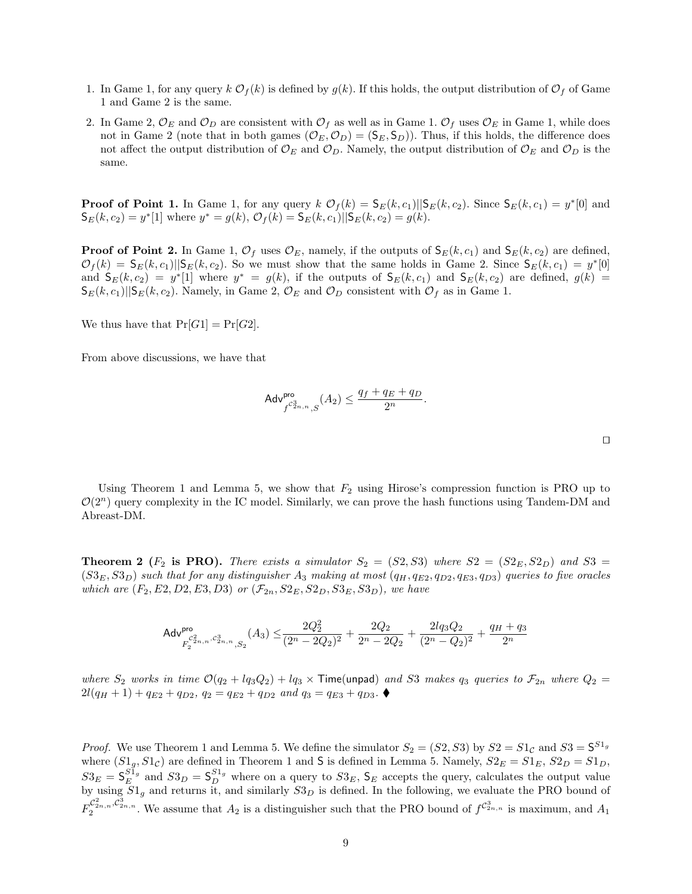1. In Game 1, for any query $k$ $\mathcal{O}_f(k)$ is defined by $g(k)$. If this holds, the output distribution of $\mathcal{O}_f$ of Game 1 and Game 2 is the same.
2. In Game 2, $\mathcal{O}_E$ and $\mathcal{O}_D$ are consistent with $\mathcal{O}_f$ as well as in Game 1. $\mathcal{O}_f$ uses $\mathcal{O}_E$ in Game 1, while does not in Game 2 (note that in both games $(\mathcal{O}_E, \mathcal{O}_D) = (\mathsf{S}_E, \mathsf{S}_D)$). Thus, if this holds, the difference does not affect the output distribution of $\mathcal{O}_E$ and $\mathcal{O}_D$. Namely, the output distribution of $\mathcal{O}_E$ and $\mathcal{O}_D$ is the same.

**Proof of Point 1.** In Game 1, for any query $k$ $\mathcal{O}_f(k) = \mathsf{S}_E(k, c_1)||\mathsf{S}_E(k, c_2)$. Since $\mathsf{S}_E(k, c_1) = y^*[0]$ and $\mathsf{S}_E(k, c_2) = y^*[1]$ where $y^* = g(k)$, $\mathcal{O}_f(k) = \mathsf{S}_E(k, c_1)||\mathsf{S}_E(k, c_2) = g(k)$.

**Proof of Point 2.** In Game 1, $\mathcal{O}_f$ uses $\mathcal{O}_E$, namely, if the outputs of $\mathsf{S}_E(k, c_1)$ and $\mathsf{S}_E(k, c_2)$ are defined, $\mathcal{O}_f(k) = \mathsf{S}_E(k, c_1)||\mathsf{S}_E(k, c_2)$. So we must show that the same holds in Game 2. Since $\mathsf{S}_E(k, c_1) = y^*[0]$ and $\mathsf{S}_E(k, c_2) = y^*[1]$ where $y^* = g(k)$, if the outputs of $\mathsf{S}_E(k, c_1)$ and $\mathsf{S}_E(k, c_2)$ are defined, $g(k) = \mathsf{S}_E(k, c_1)||\mathsf{S}_E(k, c_2)$. Namely, in Game 2, $\mathcal{O}_E$ and $\mathcal{O}_D$ consistent with $\mathcal{O}_f$ as in Game 1.

We thus have that $\Pr[G1] = \Pr[G2]$.

From above discussions, we have that

$$\mathsf{Adv}^{\mathsf{pro}}_{f^{\mathcal{C}^3_{2n,n}}, S}(A_2) \leq \frac{q_f + q_E + q_D}{2^n}.$$

$\square$

Using Theorem 1 and Lemma 5, we show that $F_2$ using Hirose's compression function is PRO up to $\mathcal{O}(2^n)$ query complexity in the IC model. Similarly, we can prove the hash functions using Tandem-DM and Abreast-DM.

**Theorem 2 ($F_2$ is PRO).** *There exists a simulator $S_2 = (S2, S3)$ where $S2 = (S2_E, S2_D)$ and $S3 = (S3_E, S3_D)$ such that for any distinguisher $A_3$ making at most $(q_H, q_{E2}, q_{D2}, q_{E3}, q_{D3})$ queries to five oracles which are $(F_2, E2, D2, E3, D3)$ or $(\mathcal{F}_{2n}, S2_E, S2_D, S3_E, S3_D)$, we have*

$$\mathsf{Adv}^{\mathsf{pro}}_{F_2^{\mathcal{C}^2_{2n,n}, \mathcal{C}^3_{2n,n}}, S_2}(A_3) \leq \frac{2Q_2^2}{(2^n - 2Q_2)^2} + \frac{2Q_2}{2^n - 2Q_2} + \frac{2lq_3Q_2}{(2^n - Q_2)^2} + \frac{q_H + q_3}{2^n}$$

*where $S_2$ works in time $\mathcal{O}(q_2 + lq_3Q_2) + lq_3 \times \mathsf{Time}(\mathsf{unpad})$ and $S3$ makes $q_3$ queries to $\mathcal{F}_{2n}$ where $Q_2 = 2l(q_H + 1) + q_{E2} + q_{D2}$, $q_2 = q_{E2} + q_{D2}$ and $q_3 = q_{E3} + q_{D3}$.* ♦

*Proof.* We use Theorem 1 and Lemma 5. We define the simulator $S_2 = (S2, S3)$ by $S2 = S1_{\mathcal{C}}$ and $S3 = \mathsf{S}^{S1_g}$ where $(S1_g, S1_{\mathcal{C}})$ are defined in Theorem 1 and $\mathsf{S}$ is defined in Lemma 5. Namely, $S2_E = S1_E$, $S2_D = S1_D$, $S3_E = \mathsf{S}_E^{S1_g}$ and $S3_D = \mathsf{S}_D^{S1_g}$ where on a query to $S3_E$, $\mathsf{S}_E$ accepts the query, calculates the output value by using $S1_g$ and returns it, and similarly $S3_D$ is defined. In the following, we evaluate the PRO bound of $F_2^{\mathcal{C}^2_{2n,n}, \mathcal{C}^3_{2n,n}}$. We assume that $A_2$ is a distinguisher such that the PRO bound of $f^{\mathcal{C}^3_{2n,n}}$ is maximum, and $A_1$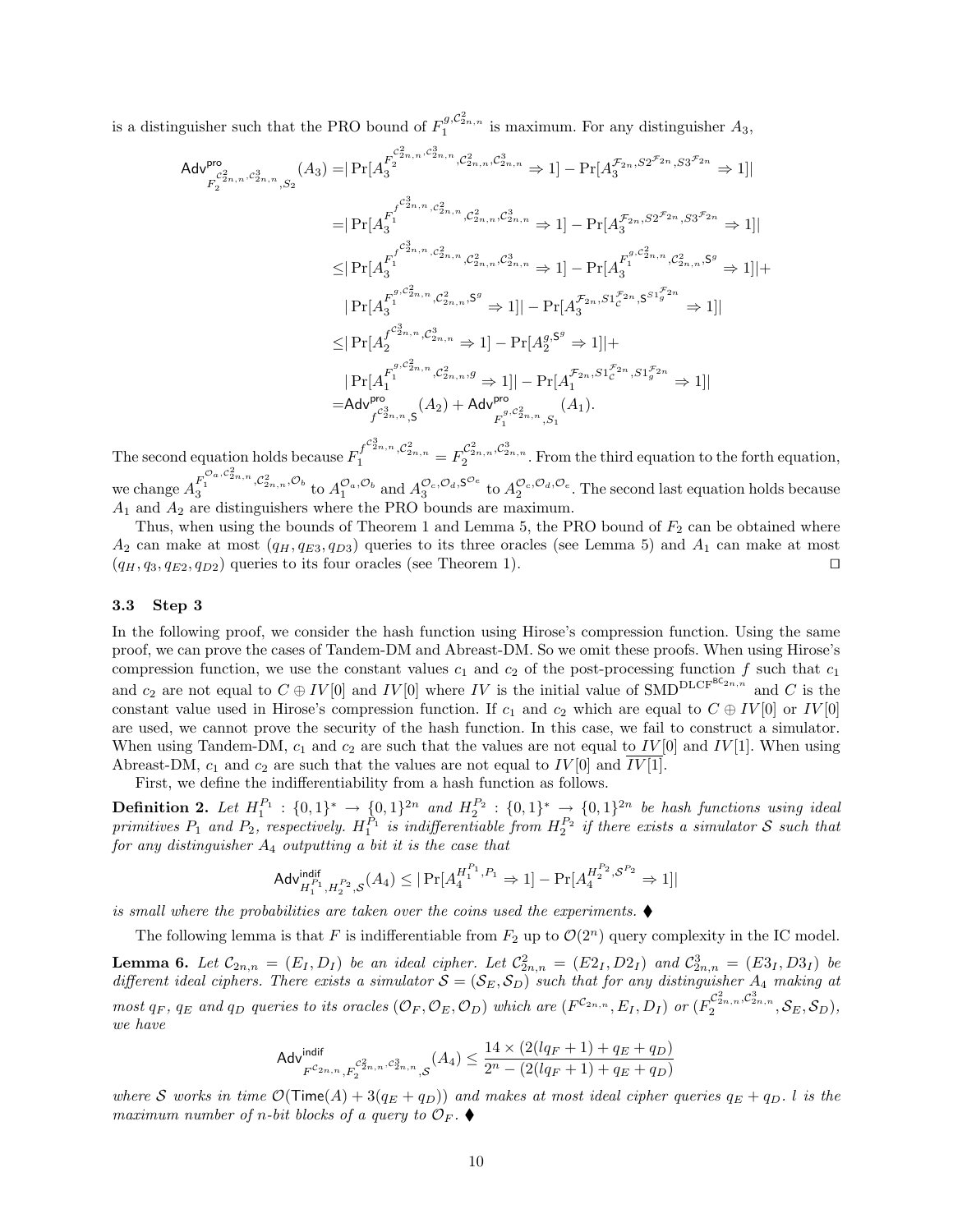is a distinguisher such that the PRO bound of $F_1^{g,\mathcal{C}^2_{2n,n}}$ is maximum. For any distinguisher $A_3$,

$$
\begin{aligned}
\mathsf{Adv}^{\mathsf{pro}}_{F_2^{\mathcal{C}^2_{2n,n},\mathcal{C}^3_{2n,n}},S_2}(A_3) =& |\Pr[A_3^{F_2^{\mathcal{C}^2_{2n,n},\mathcal{C}^3_{2n,n}},\mathcal{C}^2_{2n,n},\mathcal{C}^3_{2n,n}} \Rightarrow 1] - \Pr[A_3^{\mathcal{F}_{2n},S2^{\mathcal{F}_{2n}},S3^{\mathcal{F}_{2n}}} \Rightarrow 1]| \\
=& |\Pr[A_3^{F_1^{f^{\mathcal{C}^3_{2n,n}},\mathcal{C}^2_{2n,n}},\mathcal{C}^2_{2n,n},\mathcal{C}^3_{2n,n}} \Rightarrow 1] - \Pr[A_3^{\mathcal{F}_{2n},S2^{\mathcal{F}_{2n}},S3^{\mathcal{F}_{2n}}} \Rightarrow 1]| \\
\leq& |\Pr[A_3^{F_1^{f^{\mathcal{C}^3_{2n,n}},\mathcal{C}^2_{2n,n}},\mathcal{C}^2_{2n,n},\mathcal{C}^3_{2n,n}} \Rightarrow 1] - \Pr[A_3^{F_1^{g,\mathcal{C}^2_{2n,n}},\mathcal{C}^2_{2n,n},\mathsf{S}^g} \Rightarrow 1]| + \\
& |\Pr[A_3^{F_1^{g,\mathcal{C}^2_{2n,n}},\mathcal{C}^2_{2n,n},\mathsf{S}^g} \Rightarrow 1]| - \Pr[A_3^{\mathcal{F}_{2n},S1_{\mathcal{C}}^{\mathcal{F}_{2n}},\mathsf{S}^{S1_g^{\mathcal{F}_{2n}}}} \Rightarrow 1]| \\
\leq& |\Pr[A_2^{f^{\mathcal{C}^3_{2n,n}},\mathcal{C}^3_{2n,n}} \Rightarrow 1] - \Pr[A_2^{g,\mathsf{S}^g} \Rightarrow 1]| + \\
& |\Pr[A_1^{F_1^{g,\mathcal{C}^2_{2n,n}},\mathcal{C}^2_{2n,n},g} \Rightarrow 1]| - \Pr[A_1^{\mathcal{F}_{2n},S1_{\mathcal{C}}^{\mathcal{F}_{2n}},S1_g^{\mathcal{F}_{2n}}} \Rightarrow 1]| \\
=& \mathsf{Adv}^{\mathsf{pro}}_{f^{\mathcal{C}^3_{2n,n}},\mathsf{S}}(A_2) + \mathsf{Adv}^{\mathsf{pro}}_{F_1^{g,\mathcal{C}^2_{2n,n}},S_1}(A_1).
\end{aligned}
$$

The second equation holds because $F_1^{f^{\mathcal{C}^3_{2n,n}},\mathcal{C}^2_{2n,n}} = F_2^{\mathcal{C}^2_{2n,n},\mathcal{C}^3_{2n,n}}$. From the third equation to the forth equation, we change $A_3^{F_1^{\mathcal{O}_a,\mathcal{C}^2_{2n,n}},\mathcal{C}^2_{2n,n},\mathcal{O}_b}$ to $A_1^{\mathcal{O}_a,\mathcal{O}_b}$ and $A_3^{\mathcal{O}_c,\mathcal{O}_d,\mathsf{S}^{\mathcal{O}_e}}$ to $A_2^{\mathcal{O}_c,\mathcal{O}_d,\mathcal{O}_e}$. The second last equation holds because $A_1$ and $A_2$ are distinguishers where the PRO bounds are maximum.

Thus, when using the bounds of Theorem 1 and Lemma 5, the PRO bound of $F_2$ can be obtained where $A_2$ can make at most $(q_H, q_{E3}, q_{D3})$ queries to its three oracles (see Lemma 5) and $A_1$ can make at most $(q_H, q_3, q_{E2}, q_{D2})$ queries to its four oracles (see Theorem 1). ◻

### 3.3 Step 3

In the following proof, we consider the hash function using Hirose's compression function. Using the same proof, we can prove the cases of Tandem-DM and Abreast-DM. So we omit these proofs. When using Hirose's compression function, we use the constant values $c_1$ and $c_2$ of the post-processing function $f$ such that $c_1$ and $c_2$ are not equal to $C \oplus IV[0]$ and $IV[0]$ where $IV$ is the initial value of $\mathrm{SMD}^{\mathrm{DLCF}^{\mathsf{BC}_{2n,n}}}$ and $C$ is the constant value used in Hirose's compression function. If $c_1$ and $c_2$ which are equal to $C \oplus IV[0]$ or $IV[0]$ are used, we cannot prove the security of the hash function. In this case, we fail to construct a simulator. When using Tandem-DM, $c_1$ and $c_2$ are such that the values are not equal to $IV[0]$ and $IV[1]$. When using Abreast-DM, $c_1$ and $c_2$ are such that the values are not equal to $IV[0]$ and $\overline{IV[1]}$.

First, we define the indifferentiability from a hash function as follows.

**Definition 2.** *Let $H_1^{P_1} : \{0,1\}^* \to \{0,1\}^{2n}$ and $H_2^{P_2} : \{0,1\}^* \to \{0,1\}^{2n}$ be hash functions using ideal primitives $P_1$ and $P_2$, respectively. $H_1^{P_1}$ is indifferentiable from $H_2^{P_2}$ if there exists a simulator $\mathcal{S}$ such that for any distinguisher $A_4$ outputting a bit it is the case that*

$$\mathsf{Adv}^{\mathsf{indif}}_{H_1^{P_1},H_2^{P_2},\mathcal{S}}(A_4) \leq |\Pr[A_4^{H_1^{P_1},P_1} \Rightarrow 1] - \Pr[A_4^{H_2^{P_2},\mathcal{S}^{P_2}} \Rightarrow 1]|$$

*is small where the probabilities are taken over the coins used the experiments.* ♦

The following lemma is that $F$ is indifferentiable from $F_2$ up to $\mathcal{O}(2^n)$ query complexity in the IC model.

**Lemma 6.** *Let $\mathcal{C}_{2n,n} = (E_I, D_I)$ be an ideal cipher. Let $\mathcal{C}^2_{2n,n} = (E2_I, D2_I)$ and $\mathcal{C}^3_{2n,n} = (E3_I, D3_I)$ be different ideal ciphers. There exists a simulator $\mathcal{S} = (\mathcal{S}_E, \mathcal{S}_D)$ such that for any distinguisher $A_4$ making at most $q_F$, $q_E$ and $q_D$ queries to its oracles $(\mathcal{O}_F, \mathcal{O}_E, \mathcal{O}_D)$ which are $(F^{\mathcal{C}_{2n,n}}, E_I, D_I)$ or $(F_2^{\mathcal{C}^2_{2n,n},\mathcal{C}^3_{2n,n}}, \mathcal{S}_E, \mathcal{S}_D)$, we have*

$$\mathsf{Adv}^{\mathsf{indif}}_{F^{\mathcal{C}_{2n,n}},F_2^{\mathcal{C}^2_{2n,n},\mathcal{C}^3_{2n,n}},\mathcal{S}}(A_4) \leq \frac{14 \times (2(lq_F+1) + q_E + q_D)}{2^n - (2(lq_F+1) + q_E + q_D)}$$

*where $\mathcal{S}$ works in time $\mathcal{O}(\mathsf{Time}(A) + 3(q_E + q_D))$ and makes at most ideal cipher queries $q_E + q_D$. $l$ is the maximum number of $n$-bit blocks of a query to $\mathcal{O}_F$.* ♦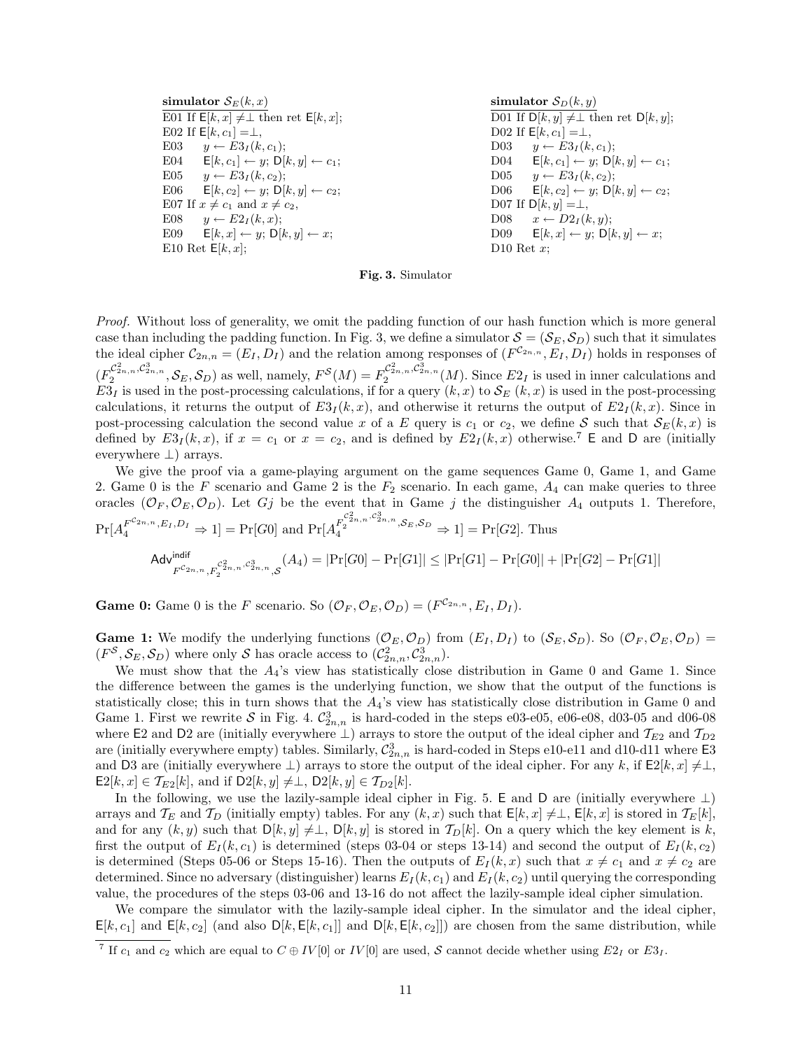**simulator $\mathcal{S}_E(k, x)$**

```
E01 If E[k,x] ≠⊥ then ret E[k,x];
E02 If E[k,c_1] =⊥,
E03     y ← E3_I(k,c_1);
E04     E[k,c_1] ← y; D[k,y] ← c_1;
E05     y ← E3_I(k,c_2);
E06     E[k,c_2] ← y; D[k,y] ← c_2;
E07 If x ≠ c_1 and x ≠ c_2,
E08     y ← E2_I(k,x);
E09     E[k,x] ← y; D[k,y] ← x;
E10 Ret E[k,x];
```

**simulator $\mathcal{S}_D(k, y)$**

```
D01 If D[k,y] ≠⊥ then ret D[k,y];
D02 If E[k,c_1] =⊥,
D03     y ← E3_I(k,c_1);
D04     E[k,c_1] ← y; D[k,y] ← c_1;
D05     y ← E3_I(k,c_2);
D06     E[k,c_2] ← y; D[k,y] ← c_2;
D07 If D[k,y] =⊥,
D08     x ← D2_I(k,y);
D09     E[k,x] ← y; D[k,y] ← x;
D10 Ret x;
```

**Fig. 3.** Simulator

*Proof.* Without loss of generality, we omit the padding function of our hash function which is more general case than including the padding function. In Fig. 3, we define a simulator $\mathcal{S} = (\mathcal{S}_E, \mathcal{S}_D)$ such that it simulates the ideal cipher $\mathcal{C}_{2n,n} = (E_I, D_I)$ and the relation among responses of $(F^{\mathcal{C}_{2n,n}}, E_I, D_I)$ holds in responses of $(F_2^{\mathcal{C}^2_{2n,n}, \mathcal{C}^3_{2n,n}}, \mathcal{S}_E, \mathcal{S}_D)$ as well, namely, $F^{\mathcal{S}}(M) = F_2^{\mathcal{C}^2_{2n,n}, \mathcal{C}^3_{2n,n}}(M)$. Since $E2_I$ is used in inner calculations and $E3_I$ is used in the post-processing calculations, if for a query $(k, x)$ to $\mathcal{S}_E$ $(k, x)$ is used in the post-processing calculations, it returns the output of $E3_I(k, x)$, and otherwise it returns the output of $E2_I(k, x)$. Since in post-processing calculation the second value $x$ of a $E$ query is $c_1$ or $c_2$, we define $\mathcal{S}$ such that $\mathcal{S}_E(k, x)$ is defined by $E3_I(k, x)$, if $x = c_1$ or $x = c_2$, and is defined by $E2_I(k, x)$ otherwise.[7] $\mathsf{E}$ and $\mathsf{D}$ are (initially everywhere $\perp$) arrays.

We give the proof via a game-playing argument on the game sequences Game 0, Game 1, and Game 2. Game 0 is the $F$ scenario and Game 2 is the $F_2$ scenario. In each game, $A_4$ can make queries to three oracles $(\mathcal{O}_F, \mathcal{O}_E, \mathcal{O}_D)$. Let $Gj$ be the event that in Game $j$ the distinguisher $A_4$ outputs 1. Therefore, $\Pr[A_4^{F^{\mathcal{C}_{2n,n}}, E_I, D_I} \Rightarrow 1] = \Pr[G0]$ and $\Pr[A_4^{F_2^{\mathcal{C}^2_{2n,n}, \mathcal{C}^3_{2n,n}}, \mathcal{S}_E, \mathcal{S}_D} \Rightarrow 1] = \Pr[G2]$. Thus

$$\mathsf{Adv}^{\mathsf{indif}}_{F^{\mathcal{C}_{2n,n}}, F_2^{\mathcal{C}^2_{2n,n}, \mathcal{C}^3_{2n,n}}, \mathcal{S}}(A_4) = |\Pr[G0] - \Pr[G1]| \leq |\Pr[G1] - \Pr[G0]| + |\Pr[G2] - \Pr[G1]|$$

**Game 0:** Game 0 is the $F$ scenario. So $(\mathcal{O}_F, \mathcal{O}_E, \mathcal{O}_D) = (F^{\mathcal{C}_{2n,n}}, E_I, D_I)$.

**Game 1:** We modify the underlying functions $(\mathcal{O}_E, \mathcal{O}_D)$ from $(E_I, D_I)$ to $(\mathcal{S}_E, \mathcal{S}_D)$. So $(\mathcal{O}_F, \mathcal{O}_E, \mathcal{O}_D) = (F^{\mathcal{S}}, \mathcal{S}_E, \mathcal{S}_D)$ where only $\mathcal{S}$ has oracle access to $(\mathcal{C}^2_{2n,n}, \mathcal{C}^3_{2n,n})$.

We must show that the $A_4$'s view has statistically close distribution in Game 0 and Game 1. Since the difference between the games is the underlying function, we show that the output of the functions is statistically close; this in turn shows that the $A_4$'s view has statistically close distribution in Game 0 and Game 1. First we rewrite $\mathcal{S}$ in Fig. 4. $\mathcal{C}^3_{2n,n}$ is hard-coded in the steps e03-e05, e06-e08, d03-05 and d06-08 where $\mathsf{E2}$ and $\mathsf{D2}$ are (initially everywhere $\perp$) arrays to store the output of the ideal cipher and $\mathcal{T}_{E2}$ and $\mathcal{T}_{D2}$ are (initially everywhere empty) tables. Similarly, $\mathcal{C}^3_{2n,n}$ is hard-coded in Steps e10-e11 and d10-d11 where $\mathsf{E3}$ and $\mathsf{D3}$ are (initially everywhere $\perp$) arrays to store the output of the ideal cipher. For any $k$, if $\mathsf{E2}[k, x] \neq \perp$, $\mathsf{E2}[k, x] \in \mathcal{T}_{E2}[k]$, and if $\mathsf{D2}[k, y] \neq \perp$, $\mathsf{D2}[k, y] \in \mathcal{T}_{D2}[k]$.

In the following, we use the lazily-sample ideal cipher in Fig. 5. $\mathsf{E}$ and $\mathsf{D}$ are (initially everywhere $\perp$) arrays and $\mathcal{T}_E$ and $\mathcal{T}_D$ (initially empty) tables. For any $(k, x)$ such that $\mathsf{E}[k, x] \neq \perp$, $\mathsf{E}[k, x]$ is stored in $\mathcal{T}_E[k]$, and for any $(k, y)$ such that $\mathsf{D}[k, y] \neq \perp$, $\mathsf{D}[k, y]$ is stored in $\mathcal{T}_D[k]$. On a query which the key element is $k$, first the output of $E_I(k, c_1)$ is determined (steps 03-04 or steps 13-14) and second the output of $E_I(k, c_2)$ is determined (Steps 05-06 or Steps 15-16). Then the outputs of $E_I(k, x)$ such that $x \neq c_1$ and $x \neq c_2$ are determined. Since no adversary (distinguisher) learns $E_I(k, c_1)$ and $E_I(k, c_2)$ until querying the corresponding value, the procedures of the steps 03-06 and 13-16 do not affect the lazily-sample ideal cipher simulation.

We compare the simulator with the lazily-sample ideal cipher. In the simulator and the ideal cipher, $\mathsf{E}[k, c_1]$ and $\mathsf{E}[k, c_2]$ (and also $\mathsf{D}[k, \mathsf{E}[k, c_1]]$ and $\mathsf{D}[k, \mathsf{E}[k, c_2]]$) are chosen from the same distribution, while

[7] If $c_1$ and $c_2$ which are equal to $C \oplus IV[0]$ or $IV[0]$ are used, $\mathcal{S}$ cannot decide whether using $E2_I$ or $E3_I$.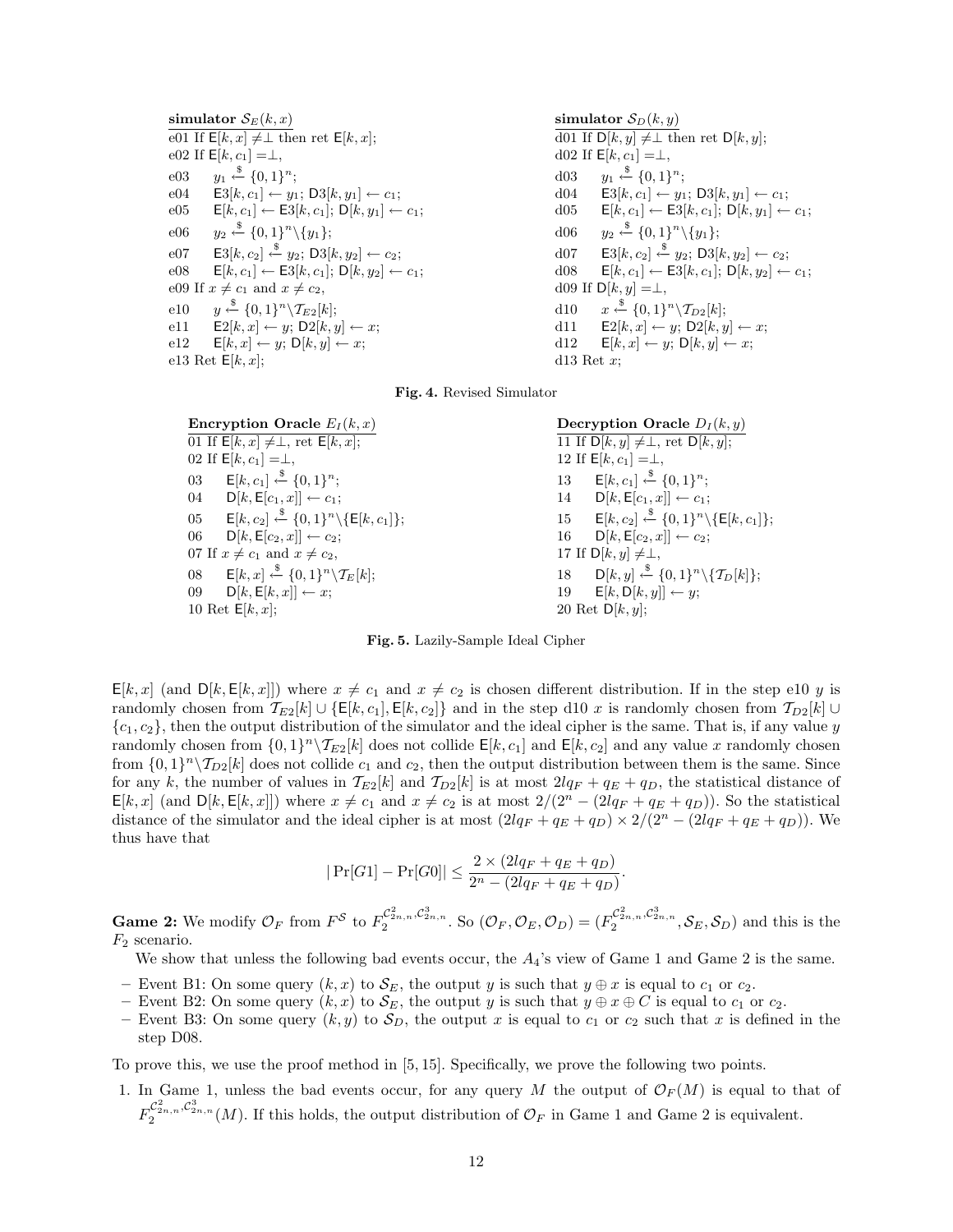```
simulator S_E(k, x)
e01 If E[k, x] ≠⊥ then ret E[k, x];
e02 If E[k, c_1] =⊥,
e03     y_1 <-$ {0,1}^n;
e04     E3[k, c_1] ← y_1; D3[k, y_1] ← c_1;
e05     E[k, c_1] ← E3[k, c_1]; D[k, y_1] ← c_1;
e06     y_2 <-$ {0,1}^n \ {y_1};
e07     E3[k, c_2] <-$ y_2; D3[k, y_2] ← c_2;
e08     E[k, c_1] ← E3[k, c_1]; D[k, y_2] ← c_1;
e09 If x ≠ c_1 and x ≠ c_2,
e10     y <-$ {0,1}^n \ T_E2[k];
e11     E2[k, x] ← y; D2[k, y] ← x;
e12     E[k, x] ← y; D[k, y] ← x;
e13 Ret E[k, x];
```

```
simulator S_D(k, y)
d01 If D[k, y] ≠⊥ then ret D[k, y];
d02 If E[k, c_1] =⊥,
d03     y_1 <-$ {0,1}^n;
d04     E3[k, c_1] ← y_1; D3[k, y_1] ← c_1;
d05     E[k, c_1] ← E3[k, c_1]; D[k, y_1] ← c_1;
d06     y_2 <-$ {0,1}^n \ {y_1};
d07     E3[k, c_2] <-$ y_2; D3[k, y_2] ← c_2;
d08     E[k, c_1] ← E3[k, c_1]; D[k, y_2] ← c_1;
d09 If D[k, y] =⊥,
d10     x <-$ {0,1}^n \ T_D2[k];
d11     E2[k, x] ← y; D2[k, y] ← x;
d12     E[k, x] ← y; D[k, y] ← x;
d13 Ret x;
```

**Fig. 4.** Revised Simulator

```
Encryption Oracle E_I(k, x)
01 If E[k, x] ≠⊥, ret E[k, x];
02 If E[k, c_1] =⊥,
03     E[k, c_1] <-$ {0,1}^n;
04     D[k, E[c_1, x]] ← c_1;
05     E[k, c_2] <-$ {0,1}^n \ {E[k, c_1]};
06     D[k, E[c_2, x]] ← c_2;
07 If x ≠ c_1 and x ≠ c_2,
08     E[k, x] <-$ {0,1}^n \ T_E[k];
09     D[k, E[k, x]] ← x;
10 Ret E[k, x];
```

```
Decryption Oracle D_I(k, y)
11 If D[k, y] ≠⊥, ret D[k, y];
12 If E[k, c_1] =⊥,
13     E[k, c_1] <-$ {0,1}^n;
14     D[k, E[c_1, x]] ← c_1;
15     E[k, c_2] <-$ {0,1}^n \ {E[k, c_1]};
16     D[k, E[c_2, x]] ← c_2;
17 If D[k, y] ≠⊥,
18     D[k, y] <-$ {0,1}^n \ {T_D[k]};
19     E[k, D[k, y]] ← y;
20 Ret D[k, y];
```

**Fig. 5.** Lazily-Sample Ideal Cipher

$\mathsf{E}[k,x]$ (and $\mathsf{D}[k,\mathsf{E}[k,x]]$) where $x \neq c_1$ and $x \neq c_2$ is chosen different distribution. If in the step e10 $y$ is randomly chosen from $\mathcal{T}_{E2}[k] \cup \{\mathsf{E}[k,c_1],\mathsf{E}[k,c_2]\}$ and in the step d10 $x$ is randomly chosen from $\mathcal{T}_{D2}[k] \cup \{c_1,c_2\}$, then the output distribution of the simulator and the ideal cipher is the same. That is, if any value $y$ randomly chosen from $\{0,1\}^n \backslash \mathcal{T}_{E2}[k]$ does not collide $\mathsf{E}[k,c_1]$ and $\mathsf{E}[k,c_2]$ and any value $x$ randomly chosen from $\{0,1\}^n \backslash \mathcal{T}_{D2}[k]$ does not collide $c_1$ and $c_2$, then the output distribution between them is the same. Since for any $k$, the number of values in $\mathcal{T}_{E2}[k]$ and $\mathcal{T}_{D2}[k]$ is at most $2lq_F + q_E + q_D$, the statistical distance of $\mathsf{E}[k,x]$ (and $\mathsf{D}[k,\mathsf{E}[k,x]]$) where $x \neq c_1$ and $x \neq c_2$ is at most $2/(2^n - (2lq_F + q_E + q_D))$. So the statistical distance of the simulator and the ideal cipher is at most $(2lq_F + q_E + q_D) \times 2/(2^n - (2lq_F + q_E + q_D))$. We thus have that

$$|\Pr[G1] - \Pr[G0]| \leq \frac{2 \times (2lq_F + q_E + q_D)}{2^n - (2lq_F + q_E + q_D)}.$$

**Game 2:** We modify $\mathcal{O}_F$ from $F^{\mathcal{S}}$ to $F_2^{\mathcal{C}^2_{2n,n},\mathcal{C}^3_{2n,n}}$. So $(\mathcal{O}_F,\mathcal{O}_E,\mathcal{O}_D) = (F_2^{\mathcal{C}^2_{2n,n},\mathcal{C}^3_{2n,n}},\mathcal{S}_E,\mathcal{S}_D)$ and this is the $F_2$ scenario.

We show that unless the following bad events occur, the $A_4$'s view of Game 1 and Game 2 is the same.

- Event B1: On some query $(k,x)$ to $\mathcal{S}_E$, the output $y$ is such that $y \oplus x$ is equal to $c_1$ or $c_2$.
- Event B2: On some query $(k,x)$ to $\mathcal{S}_E$, the output $y$ is such that $y \oplus x \oplus C$ is equal to $c_1$ or $c_2$.
- Event B3: On some query $(k,y)$ to $\mathcal{S}_D$, the output $x$ is equal to $c_1$ or $c_2$ such that $x$ is defined in the step D08.

To prove this, we use the proof method in [5, 15]. Specifically, we prove the following two points.

1. In Game 1, unless the bad events occur, for any query $M$ the output of $\mathcal{O}_F(M)$ is equal to that of $F_2^{\mathcal{C}^2_{2n,n},\mathcal{C}^3_{2n,n}}(M)$. If this holds, the output distribution of $\mathcal{O}_F$ in Game 1 and Game 2 is equivalent.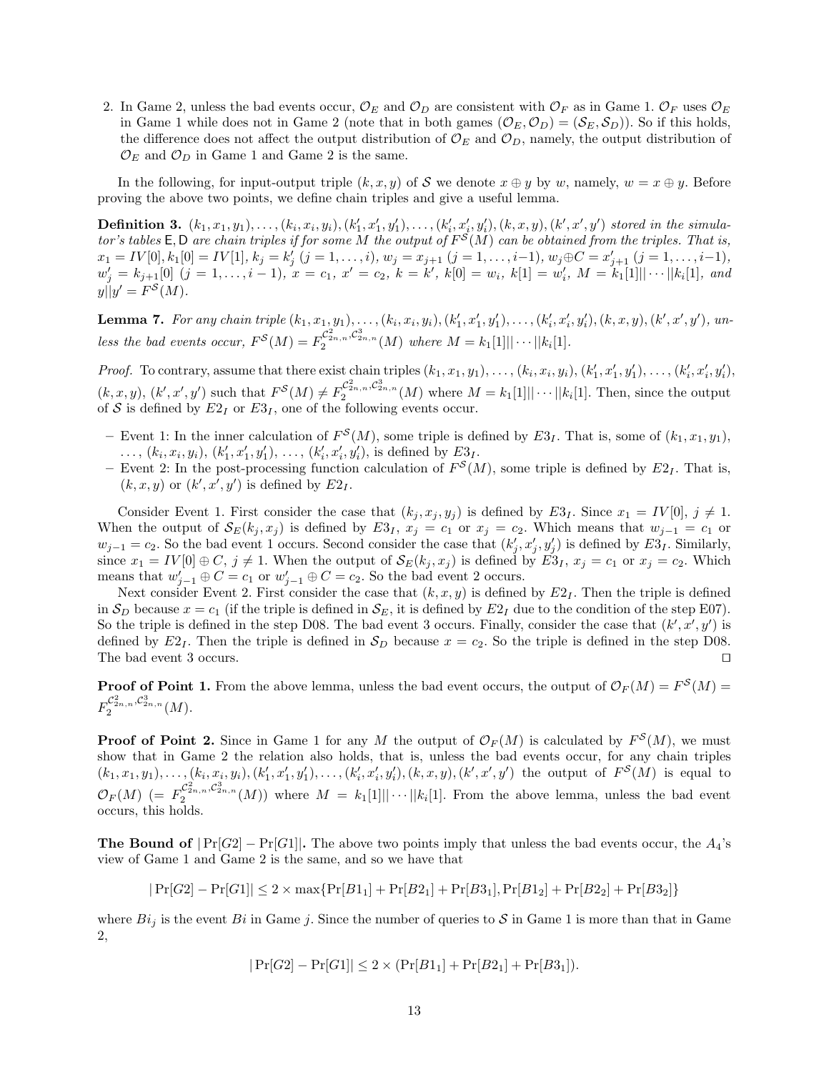2. In Game 2, unless the bad events occur, $\mathcal{O}_E$ and $\mathcal{O}_D$ are consistent with $\mathcal{O}_F$ as in Game 1. $\mathcal{O}_F$ uses $\mathcal{O}_E$ in Game 1 while does not in Game 2 (note that in both games $(\mathcal{O}_E, \mathcal{O}_D) = (\mathcal{S}_E, \mathcal{S}_D)$). So if this holds, the difference does not affect the output distribution of $\mathcal{O}_E$ and $\mathcal{O}_D$, namely, the output distribution of $\mathcal{O}_E$ and $\mathcal{O}_D$ in Game 1 and Game 2 is the same.

In the following, for input-output triple $(k, x, y)$ of $\mathcal{S}$ we denote $x \oplus y$ by $w$, namely, $w = x \oplus y$. Before proving the above two points, we define chain triples and give a useful lemma.

**Definition 3.** *$(k_1, x_1, y_1), \ldots, (k_i, x_i, y_i), (k'_1, x'_1, y'_1), \ldots, (k'_i, x'_i, y'_i), (k, x, y), (k', x', y')$ stored in the simulator's tables* $\mathsf{E}, \mathsf{D}$ *are chain triples if for some $M$ the output of $F^{\mathcal{S}}(M)$ can be obtained from the triples. That is, $x_1 = IV[0], k_1[0] = IV[1]$, $k_j = k'_j$ $(j = 1, \ldots, i)$, $w_j = x_{j+1}$ $(j = 1, \ldots, i-1)$, $w_j \oplus C = x'_{j+1}$ $(j = 1, \ldots, i-1)$, $w'_j = k_{j+1}[0]$ $(j = 1, \ldots, i-1)$, $x = c_1$, $x' = c_2$, $k = k'$, $k[0] = w_i$, $k[1] = w'_i$, $M = k_1[1]|| \cdots ||k_i[1]$, and $y||y' = F^{\mathcal{S}}(M)$.*

**Lemma 7.** *For any chain triple $(k_1, x_1, y_1), \ldots, (k_i, x_i, y_i), (k'_1, x'_1, y'_1), \ldots, (k'_i, x'_i, y'_i), (k, x, y), (k', x', y')$, unless the bad events occur, $F^{\mathcal{S}}(M) = F_2^{\mathcal{C}^2_{2n,n}, \mathcal{C}^3_{2n,n}}(M)$ where $M = k_1[1]|| \cdots ||k_i[1]$.*

*Proof.* To contrary, assume that there exist chain triples $(k_1, x_1, y_1), \ldots, (k_i, x_i, y_i), (k'_1, x'_1, y'_1), \ldots, (k'_i, x'_i, y'_i)$, $(k, x, y)$, $(k', x', y')$ such that $F^{\mathcal{S}}(M) \neq F_2^{\mathcal{C}^2_{2n,n}, \mathcal{C}^3_{2n,n}}(M)$ where $M = k_1[1]|| \cdots ||k_i[1]$. Then, since the output of $\mathcal{S}$ is defined by $E2_I$ or $E3_I$, one of the following events occur.

- Event 1: In the inner calculation of $F^{\mathcal{S}}(M)$, some triple is defined by $E3_I$. That is, some of $(k_1, x_1, y_1)$, $\ldots$, $(k_i, x_i, y_i)$, $(k'_1, x'_1, y'_1)$, $\ldots$, $(k'_i, x'_i, y'_i)$, is defined by $E3_I$.
- Event 2: In the post-processing function calculation of $F^{\mathcal{S}}(M)$, some triple is defined by $E2_I$. That is, $(k, x, y)$ or $(k', x', y')$ is defined by $E2_I$.

Consider Event 1. First consider the case that $(k_j, x_j, y_j)$ is defined by $E3_I$. Since $x_1 = IV[0]$, $j \neq 1$. When the output of $\mathcal{S}_E(k_j, x_j)$ is defined by $E3_I$, $x_j = c_1$ or $x_j = c_2$. Which means that $w_{j-1} = c_1$ or $w_{j-1} = c_2$. So the bad event 1 occurs. Second consider the case that $(k'_j, x'_j, y'_j)$ is defined by $E3_I$. Similarly, since $x_1 = IV[0] \oplus C$, $j \neq 1$. When the output of $\mathcal{S}_E(k_j, x_j)$ is defined by $E3_I$, $x_j = c_1$ or $x_j = c_2$. Which means that $w'_{j-1} \oplus C = c_1$ or $w'_{j-1} \oplus C = c_2$. So the bad event 2 occurs.

Next consider Event 2. First consider the case that $(k, x, y)$ is defined by $E2_I$. Then the triple is defined in $\mathcal{S}_D$ because $x = c_1$ (if the triple is defined in $\mathcal{S}_E$, it is defined by $E2_I$ due to the condition of the step E07). So the triple is defined in the step D08. The bad event 3 occurs. Finally, consider the case that $(k', x', y')$ is defined by $E2_I$. Then the triple is defined in $\mathcal{S}_D$ because $x = c_2$. So the triple is defined in the step D08. The bad event 3 occurs. ⊓⊔

**Proof of Point 1.** From the above lemma, unless the bad event occurs, the output of $\mathcal{O}_F(M) = F^{\mathcal{S}}(M) = F_2^{\mathcal{C}^2_{2n,n}, \mathcal{C}^3_{2n,n}}(M)$.

**Proof of Point 2.** Since in Game 1 for any $M$ the output of $\mathcal{O}_F(M)$ is calculated by $F^{\mathcal{S}}(M)$, we must show that in Game 2 the relation also holds, that is, unless the bad events occur, for any chain triples $(k_1, x_1, y_1), \ldots, (k_i, x_i, y_i), (k'_1, x'_1, y'_1), \ldots, (k'_i, x'_i, y'_i), (k, x, y), (k', x', y')$ the output of $F^{\mathcal{S}}(M)$ is equal to $\mathcal{O}_F(M)$ $(= F_2^{\mathcal{C}^2_{2n,n}, \mathcal{C}^3_{2n,n}}(M))$ where $M = k_1[1]|| \cdots ||k_i[1]$. From the above lemma, unless the bad event occurs, this holds.

**The Bound of $|\Pr[G2] - \Pr[G1]|$.** The above two points imply that unless the bad events occur, the $A_4$'s view of Game 1 and Game 2 is the same, and so we have that

$$|\Pr[G2] - \Pr[G1]| \leq 2 \times \max\{\Pr[B1_1] + \Pr[B2_1] + \Pr[B3_1], \Pr[B1_2] + \Pr[B2_2] + \Pr[B3_2]\}$$

where $Bi_j$ is the event $Bi$ in Game $j$. Since the number of queries to $\mathcal{S}$ in Game 1 is more than that in Game 2,

$$|\Pr[G2] - \Pr[G1]| \leq 2 \times (\Pr[B1_1] + \Pr[B2_1] + \Pr[B3_1]).$$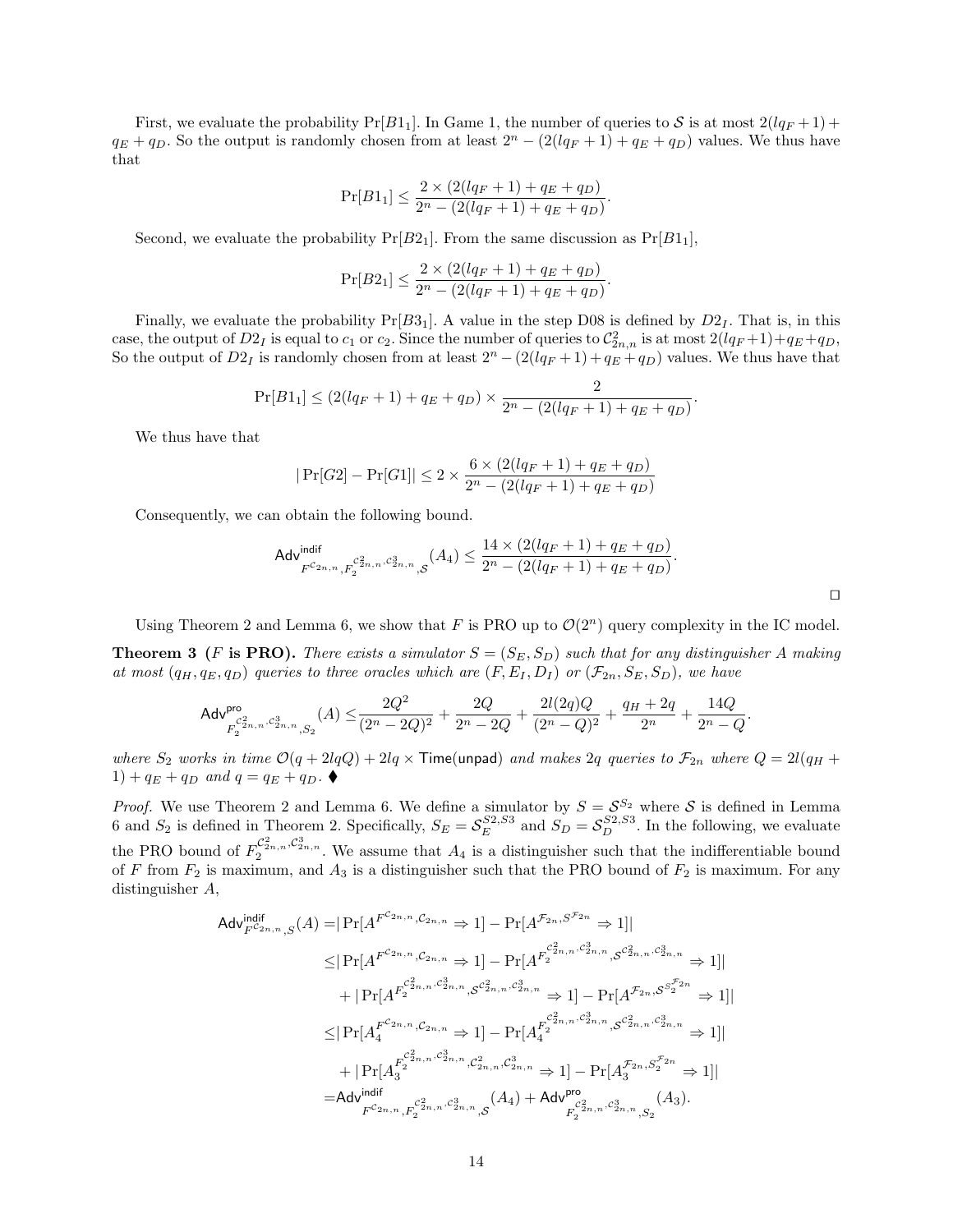First, we evaluate the probability $\Pr[B1_1]$. In Game 1, the number of queries to $\mathcal{S}$ is at most $2(lq_F+1)+q_E+q_D$. So the output is randomly chosen from at least $2^n-(2(lq_F+1)+q_E+q_D)$ values. We thus have that

$$\Pr[B1_1] \leq \frac{2\times(2(lq_F+1)+q_E+q_D)}{2^n-(2(lq_F+1)+q_E+q_D)}.$$

Second, we evaluate the probability $\Pr[B2_1]$. From the same discussion as $\Pr[B1_1]$,

$$\Pr[B2_1] \leq \frac{2\times(2(lq_F+1)+q_E+q_D)}{2^n-(2(lq_F+1)+q_E+q_D)}.$$

Finally, we evaluate the probability $\Pr[B3_1]$. A value in the step D08 is defined by $D2_I$. That is, in this case, the output of $D2_I$ is equal to $c_1$ or $c_2$. Since the number of queries to $\mathcal{C}^2_{2n,n}$ is at most $2(lq_F+1)+q_E+q_D$, So the output of $D2_I$ is randomly chosen from at least $2^n-(2(lq_F+1)+q_E+q_D)$ values. We thus have that

$$\Pr[B1_1] \leq (2(lq_F+1)+q_E+q_D)\times\frac{2}{2^n-(2(lq_F+1)+q_E+q_D)}.$$

We thus have that

$$|\Pr[G2]-\Pr[G1]| \leq 2\times\frac{6\times(2(lq_F+1)+q_E+q_D)}{2^n-(2(lq_F+1)+q_E+q_D)}$$

Consequently, we can obtain the following bound.

$$\mathsf{Adv}^{\mathsf{indif}}_{F^{\mathcal{C}_{2n,n}},F_2^{\mathcal{C}^2_{2n,n},\mathcal{C}^3_{2n,n}},\mathcal{S}}(A_4) \leq \frac{14\times(2(lq_F+1)+q_E+q_D)}{2^n-(2(lq_F+1)+q_E+q_D)}.$$

□

Using Theorem 2 and Lemma 6, we show that $F$ is PRO up to $\mathcal{O}(2^n)$ query complexity in the IC model.

**Theorem 3 ($F$ is PRO).** *There exists a simulator $S=(S_E,S_D)$ such that for any distinguisher $A$ making at most $(q_H,q_E,q_D)$ queries to three oracles which are $(F,E_I,D_I)$ or $(\mathcal{F}_{2n},S_E,S_D)$, we have*

$$\mathsf{Adv}^{\mathsf{pro}}_{F_2^{\mathcal{C}^2_{2n,n},\mathcal{C}^3_{2n,n}},S_2}(A) \leq \frac{2Q^2}{(2^n-2Q)^2}+\frac{2Q}{2^n-2Q}+\frac{2l(2q)Q}{(2^n-Q)^2}+\frac{q_H+2q}{2^n}+\frac{14Q}{2^n-Q}.$$

*where $S_2$ works in time $\mathcal{O}(q+2lqQ)+2lq\times\mathsf{Time}(\mathsf{unpad})$ and makes $2q$ queries to $\mathcal{F}_{2n}$ where $Q=2l(q_H+1)+q_E+q_D$ and $q=q_E+q_D$.* ♦

*Proof.* We use Theorem 2 and Lemma 6. We define a simulator by $S=\mathcal{S}^{S_2}$ where $\mathcal{S}$ is defined in Lemma 6 and $S_2$ is defined in Theorem 2. Specifically, $S_E=\mathcal{S}_E^{S2,S3}$ and $S_D=\mathcal{S}_D^{S2,S3}$. In the following, we evaluate the PRO bound of $F_2^{\mathcal{C}^2_{2n,n},\mathcal{C}^3_{2n,n}}$. We assume that $A_4$ is a distinguisher such that the indifferentiable bound of $F$ from $F_2$ is maximum, and $A_3$ is a distinguisher such that the PRO bound of $F_2$ is maximum. For any distinguisher $A$,

$$\begin{aligned}
\mathsf{Adv}^{\mathsf{indif}}_{F^{\mathcal{C}_{2n,n}},S}(A) =& |\Pr[A^{F^{\mathcal{C}_{2n,n}},\mathcal{C}_{2n,n}}\Rightarrow 1]-\Pr[A^{\mathcal{F}_{2n},S^{\mathcal{F}_{2n}}}\Rightarrow 1]| \\
\leq& |\Pr[A^{F^{\mathcal{C}_{2n,n}},\mathcal{C}_{2n,n}}\Rightarrow 1]-\Pr[A^{F_2^{\mathcal{C}^2_{2n,n},\mathcal{C}^3_{2n,n}},\mathcal{S}^{\mathcal{C}^2_{2n,n},\mathcal{C}^3_{2n,n}}}\Rightarrow 1]| \\
&+|\Pr[A^{F_2^{\mathcal{C}^2_{2n,n},\mathcal{C}^3_{2n,n}},\mathcal{S}^{\mathcal{C}^2_{2n,n},\mathcal{C}^3_{2n,n}}}\Rightarrow 1]-\Pr[A^{\mathcal{F}_{2n},\mathcal{S}^{S_2^{\mathcal{F}_{2n}}}}\Rightarrow 1]| \\
\leq& |\Pr[A_4^{F^{\mathcal{C}_{2n,n}},\mathcal{C}_{2n,n}}\Rightarrow 1]-\Pr[A_4^{F_2^{\mathcal{C}^2_{2n,n},\mathcal{C}^3_{2n,n}},\mathcal{S}^{\mathcal{C}^2_{2n,n},\mathcal{C}^3_{2n,n}}}\Rightarrow 1]| \\
&+|\Pr[A_3^{F_2^{\mathcal{C}^2_{2n,n},\mathcal{C}^3_{2n,n}},\mathcal{C}^2_{2n,n},\mathcal{C}^3_{2n,n}}\Rightarrow 1]-\Pr[A_3^{\mathcal{F}_{2n},S_2^{\mathcal{F}_{2n}}}\Rightarrow 1]| \\
=& \mathsf{Adv}^{\mathsf{indif}}_{F^{\mathcal{C}_{2n,n}},F_2^{\mathcal{C}^2_{2n,n},\mathcal{C}^3_{2n,n}},\mathcal{S}}(A_4)+\mathsf{Adv}^{\mathsf{pro}}_{F_2^{\mathcal{C}^2_{2n,n},\mathcal{C}^3_{2n,n}},S_2}(A_3).
\end{aligned}$$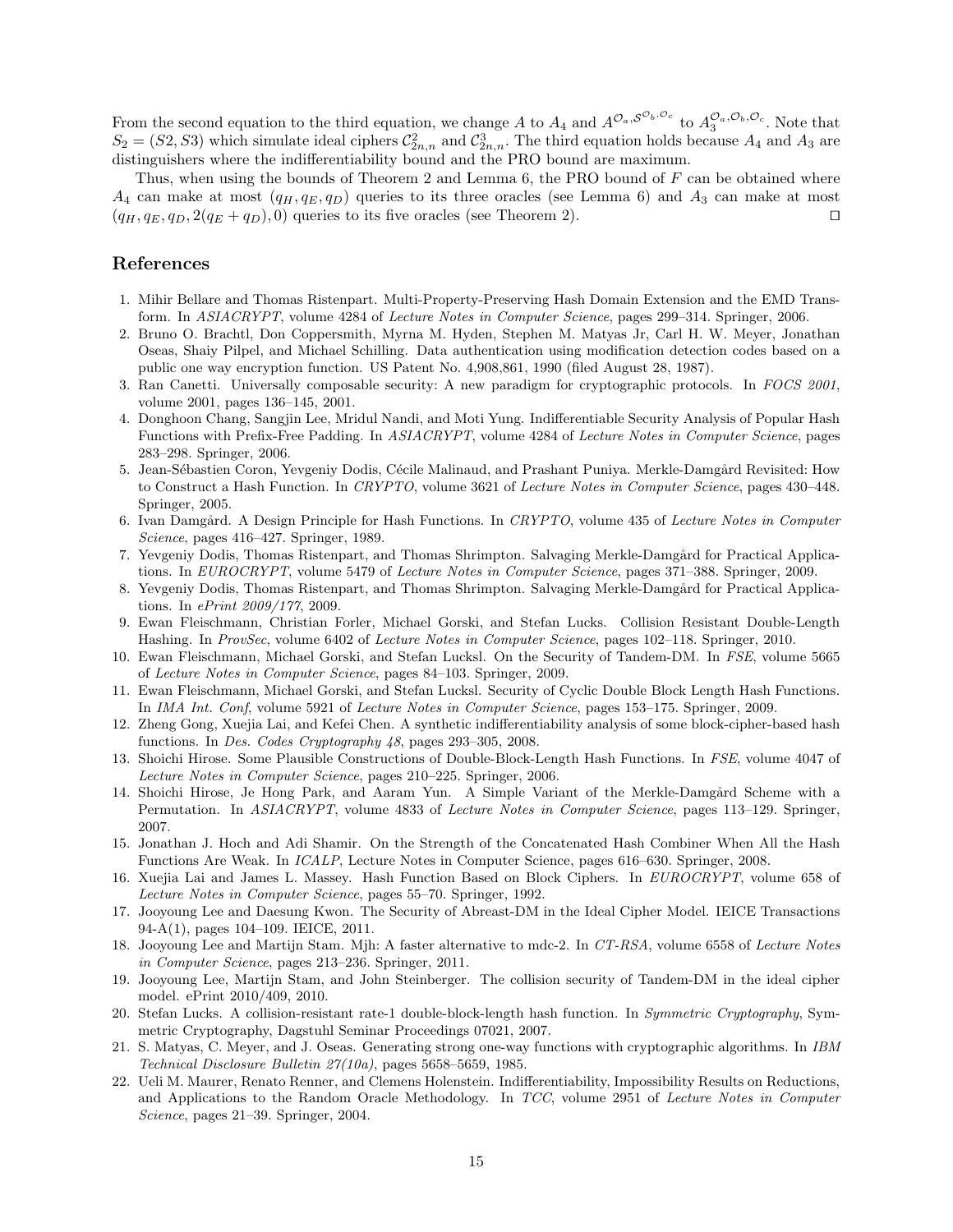From the second equation to the third equation, we change $A$ to $A_4$ and $A^{\mathcal{O}_a, \mathcal{S}^{\mathcal{O}_b}, \mathcal{O}_c}$ to $A_3^{\mathcal{O}_a, \mathcal{O}_b, \mathcal{O}_c}$. Note that $S_2 = (S2, S3)$ which simulate ideal ciphers $\mathcal{C}^2_{2n,n}$ and $\mathcal{C}^3_{2n,n}$. The third equation holds because $A_4$ and $A_3$ are distinguishers where the indifferentiability bound and the PRO bound are maximum.

Thus, when using the bounds of Theorem 2 and Lemma 6, the PRO bound of $F$ can be obtained where $A_4$ can make at most $(q_H, q_E, q_D)$ queries to its three oracles (see Lemma 6) and $A_3$ can make at most $(q_H, q_E, q_D, 2(q_E + q_D), 0)$ queries to its five oracles (see Theorem 2). ⊓⊔

## References

1. Mihir Bellare and Thomas Ristenpart. Multi-Property-Preserving Hash Domain Extension and the EMD Transform. In *ASIACRYPT*, volume 4284 of *Lecture Notes in Computer Science*, pages 299–314. Springer, 2006.
2. Bruno O. Brachtl, Don Coppersmith, Myrna M. Hyden, Stephen M. Matyas Jr, Carl H. W. Meyer, Jonathan Oseas, Shaiy Pilpel, and Michael Schilling. Data authentication using modification detection codes based on a public one way encryption function. US Patent No. 4,908,861, 1990 (filed August 28, 1987).
3. Ran Canetti. Universally composable security: A new paradigm for cryptographic protocols. In *FOCS 2001*, volume 2001, pages 136–145, 2001.
4. Donghoon Chang, Sangjin Lee, Mridul Nandi, and Moti Yung. Indifferentiable Security Analysis of Popular Hash Functions with Prefix-Free Padding. In *ASIACRYPT*, volume 4284 of *Lecture Notes in Computer Science*, pages 283–298. Springer, 2006.
5. Jean-Sébastien Coron, Yevgeniy Dodis, Cécile Malinaud, and Prashant Puniya. Merkle-Damgård Revisited: How to Construct a Hash Function. In *CRYPTO*, volume 3621 of *Lecture Notes in Computer Science*, pages 430–448. Springer, 2005.
6. Ivan Damgård. A Design Principle for Hash Functions. In *CRYPTO*, volume 435 of *Lecture Notes in Computer Science*, pages 416–427. Springer, 1989.
7. Yevgeniy Dodis, Thomas Ristenpart, and Thomas Shrimpton. Salvaging Merkle-Damgård for Practical Applications. In *EUROCRYPT*, volume 5479 of *Lecture Notes in Computer Science*, pages 371–388. Springer, 2009.
8. Yevgeniy Dodis, Thomas Ristenpart, and Thomas Shrimpton. Salvaging Merkle-Damgård for Practical Applications. In *ePrint 2009/177*, 2009.
9. Ewan Fleischmann, Christian Forler, Michael Gorski, and Stefan Lucks. Collision Resistant Double-Length Hashing. In *ProvSec*, volume 6402 of *Lecture Notes in Computer Science*, pages 102–118. Springer, 2010.
10. Ewan Fleischmann, Michael Gorski, and Stefan Lucksl. On the Security of Tandem-DM. In *FSE*, volume 5665 of *Lecture Notes in Computer Science*, pages 84–103. Springer, 2009.
11. Ewan Fleischmann, Michael Gorski, and Stefan Lucksl. Security of Cyclic Double Block Length Hash Functions. In *IMA Int. Conf*, volume 5921 of *Lecture Notes in Computer Science*, pages 153–175. Springer, 2009.
12. Zheng Gong, Xuejia Lai, and Kefei Chen. A synthetic indifferentiability analysis of some block-cipher-based hash functions. In *Des. Codes Cryptography 48*, pages 293–305, 2008.
13. Shoichi Hirose. Some Plausible Constructions of Double-Block-Length Hash Functions. In *FSE*, volume 4047 of *Lecture Notes in Computer Science*, pages 210–225. Springer, 2006.
14. Shoichi Hirose, Je Hong Park, and Aaram Yun. A Simple Variant of the Merkle-Damgård Scheme with a Permutation. In *ASIACRYPT*, volume 4833 of *Lecture Notes in Computer Science*, pages 113–129. Springer, 2007.
15. Jonathan J. Hoch and Adi Shamir. On the Strength of the Concatenated Hash Combiner When All the Hash Functions Are Weak. In *ICALP*, Lecture Notes in Computer Science, pages 616–630. Springer, 2008.
16. Xuejia Lai and James L. Massey. Hash Function Based on Block Ciphers. In *EUROCRYPT*, volume 658 of *Lecture Notes in Computer Science*, pages 55–70. Springer, 1992.
17. Jooyoung Lee and Daesung Kwon. The Security of Abreast-DM in the Ideal Cipher Model. IEICE Transactions 94-A(1), pages 104–109. IEICE, 2011.
18. Jooyoung Lee and Martijn Stam. Mjh: A faster alternative to mdc-2. In *CT-RSA*, volume 6558 of *Lecture Notes in Computer Science*, pages 213–236. Springer, 2011.
19. Jooyoung Lee, Martijn Stam, and John Steinberger. The collision security of Tandem-DM in the ideal cipher model. ePrint 2010/409, 2010.
20. Stefan Lucks. A collision-resistant rate-1 double-block-length hash function. In *Symmetric Cryptography*, Symmetric Cryptography, Dagstuhl Seminar Proceedings 07021, 2007.
21. S. Matyas, C. Meyer, and J. Oseas. Generating strong one-way functions with cryptographic algorithms. In *IBM Technical Disclosure Bulletin 27(10a)*, pages 5658–5659, 1985.
22. Ueli M. Maurer, Renato Renner, and Clemens Holenstein. Indifferentiability, Impossibility Results on Reductions, and Applications to the Random Oracle Methodology. In *TCC*, volume 2951 of *Lecture Notes in Computer Science*, pages 21–39. Springer, 2004.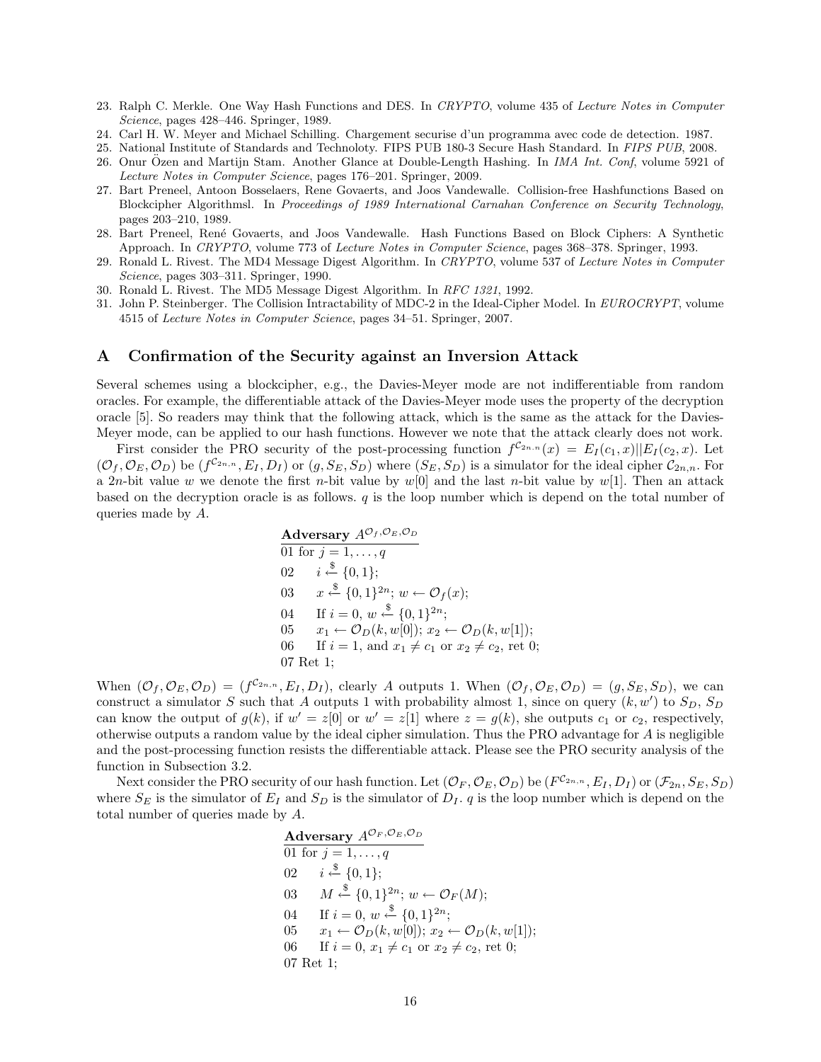23. Ralph C. Merkle. One Way Hash Functions and DES. In *CRYPTO*, volume 435 of *Lecture Notes in Computer Science*, pages 428–446. Springer, 1989.
24. Carl H. W. Meyer and Michael Schilling. Chargement securise d'un programma avec code de detection. 1987.
25. National Institute of Standards and Technoloty. FIPS PUB 180-3 Secure Hash Standard. In *FIPS PUB*, 2008.
26. Onur Özen and Martijn Stam. Another Glance at Double-Length Hashing. In *IMA Int. Conf*, volume 5921 of *Lecture Notes in Computer Science*, pages 176–201. Springer, 2009.
27. Bart Preneel, Antoon Bosselaers, Rene Govaerts, and Joos Vandewalle. Collision-free Hashfunctions Based on Blockcipher Algorithmsl. In *Proceedings of 1989 International Carnahan Conference on Security Technology*, pages 203–210, 1989.
28. Bart Preneel, René Govaerts, and Joos Vandewalle. Hash Functions Based on Block Ciphers: A Synthetic Approach. In *CRYPTO*, volume 773 of *Lecture Notes in Computer Science*, pages 368–378. Springer, 1993.
29. Ronald L. Rivest. The MD4 Message Digest Algorithm. In *CRYPTO*, volume 537 of *Lecture Notes in Computer Science*, pages 303–311. Springer, 1990.
30. Ronald L. Rivest. The MD5 Message Digest Algorithm. In *RFC 1321*, 1992.
31. John P. Steinberger. The Collision Intractability of MDC-2 in the Ideal-Cipher Model. In *EUROCRYPT*, volume 4515 of *Lecture Notes in Computer Science*, pages 34–51. Springer, 2007.

## A Confirmation of the Security against an Inversion Attack

Several schemes using a blockcipher, e.g., the Davies-Meyer mode are not indifferentiable from random oracles. For example, the differentiable attack of the Davies-Meyer mode uses the property of the decryption oracle [5]. So readers may think that the following attack, which is the same as the attack for the Davies-Meyer mode, can be applied to our hash functions. However we note that the attack clearly does not work.

First consider the PRO security of the post-processing function $f^{\mathcal{C}_{2n,n}}(x) = E_I(c_1, x)||E_I(c_2, x)$. Let $(\mathcal{O}_f, \mathcal{O}_E, \mathcal{O}_D)$ be $(f^{\mathcal{C}_{2n,n}}, E_I, D_I)$ or $(g, S_E, S_D)$ where $(S_E, S_D)$ is a simulator for the ideal cipher $\mathcal{C}_{2n,n}$. For a $2n$-bit value $w$ we denote the first $n$-bit value by $w[0]$ and the last $n$-bit value by $w[1]$. Then an attack based on the decryption oracle is as follows. $q$ is the loop number which is depend on the total number of queries made by $A$.

**Adversary** $A^{\mathcal{O}_f, \mathcal{O}_E, \mathcal{O}_D}$

01 for $j = 1, \ldots, q$

02 $\quad i \xleftarrow{\$} \{0, 1\}$;

03 $\quad x \xleftarrow{\$} \{0, 1\}^{2n}$; $w \leftarrow \mathcal{O}_f(x)$;

04 $\quad$ If $i = 0$, $w \xleftarrow{\$} \{0, 1\}^{2n}$;

05 $\quad x_1 \leftarrow \mathcal{O}_D(k, w[0])$; $x_2 \leftarrow \mathcal{O}_D(k, w[1])$;

06 $\quad$ If $i = 1$, and $x_1 \neq c_1$ or $x_2 \neq c_2$, ret 0;

07 Ret 1;

When $(\mathcal{O}_f, \mathcal{O}_E, \mathcal{O}_D) = (f^{\mathcal{C}_{2n,n}}, E_I, D_I)$, clearly $A$ outputs 1. When $(\mathcal{O}_f, \mathcal{O}_E, \mathcal{O}_D) = (g, S_E, S_D)$, we can construct a simulator $S$ such that $A$ outputs 1 with probability almost 1, since on query $(k, w')$ to $S_D$, $S_D$ can know the output of $g(k)$, if $w' = z[0]$ or $w' = z[1]$ where $z = g(k)$, she outputs $c_1$ or $c_2$, respectively, otherwise outputs a random value by the ideal cipher simulation. Thus the PRO advantage for $A$ is negligible and the post-processing function resists the differentiable attack. Please see the PRO security analysis of the function in Subsection 3.2.

Next consider the PRO security of our hash function. Let $(\mathcal{O}_F, \mathcal{O}_E, \mathcal{O}_D)$ be $(F^{\mathcal{C}_{2n,n}}, E_I, D_I)$ or $(\mathcal{F}_{2n}, S_E, S_D)$ where $S_E$ is the simulator of $E_I$ and $S_D$ is the simulator of $D_I$. $q$ is the loop number which is depend on the total number of queries made by $A$.

**Adversary** $A^{\mathcal{O}_F, \mathcal{O}_E, \mathcal{O}_D}$

01 for $j = 1, \ldots, q$

02 $\quad i \xleftarrow{\$} \{0, 1\}$;

03 $\quad M \xleftarrow{\$} \{0, 1\}^{2n}$; $w \leftarrow \mathcal{O}_F(M)$;

04 $\quad$ If $i = 0$, $w \xleftarrow{\$} \{0, 1\}^{2n}$;

05 $\quad x_1 \leftarrow \mathcal{O}_D(k, w[0])$; $x_2 \leftarrow \mathcal{O}_D(k, w[1])$;

06 $\quad$ If $i = 0$, $x_1 \neq c_1$ or $x_2 \neq c_2$, ret 0;

07 Ret 1;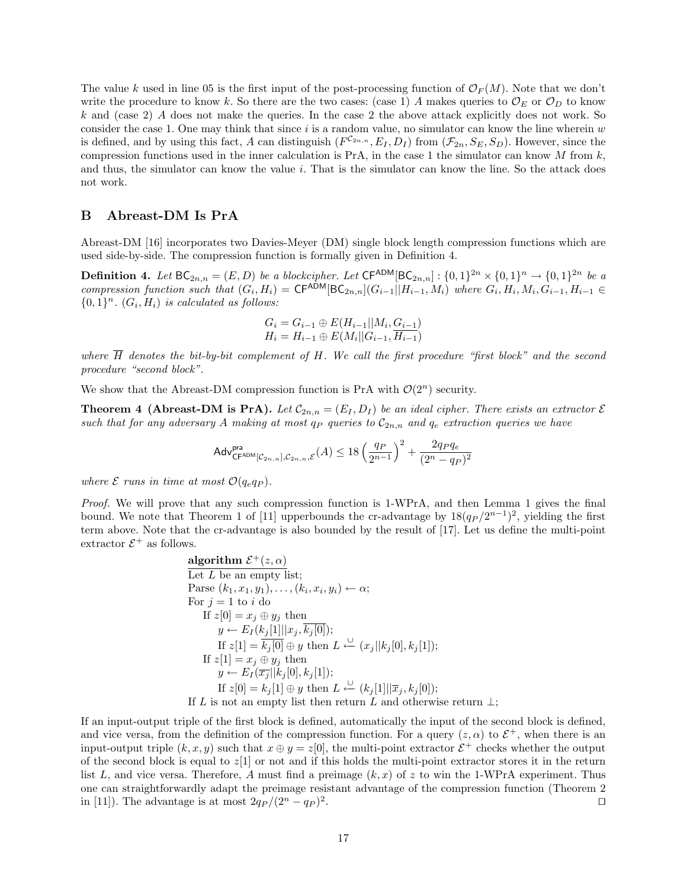The value $k$ used in line 05 is the first input of the post-processing function of $\mathcal{O}_F(M)$. Note that we don't write the procedure to know $k$. So there are the two cases: (case 1) $A$ makes queries to $\mathcal{O}_E$ or $\mathcal{O}_D$ to know $k$ and (case 2) $A$ does not make the queries. In the case 2 the above attack explicitly does not work. So consider the case 1. One may think that since $i$ is a random value, no simulator can know the line wherein $w$ is defined, and by using this fact, $A$ can distinguish $(F^{\mathcal{C}_{2n,n}}, E_I, D_I)$ from $(\mathcal{F}_{2n}, S_E, S_D)$. However, since the compression functions used in the inner calculation is PrA, in the case 1 the simulator can know $M$ from $k$, and thus, the simulator can know the value $i$. That is the simulator can know the line. So the attack does not work.

## B Abreast-DM Is PrA

Abreast-DM [16] incorporates two Davies-Meyer (DM) single block length compression functions which are used side-by-side. The compression function is formally given in Definition 4.

**Definition 4.** *Let $\mathsf{BC}_{2n,n} = (E, D)$ be a blockcipher. Let $\mathsf{CF}^{\mathsf{ADM}}[\mathsf{BC}_{2n,n}] : \{0,1\}^{2n} \times \{0,1\}^n \rightarrow \{0,1\}^{2n}$ be a compression function such that $(G_i, H_i) = \mathsf{CF}^{\mathsf{ADM}}[\mathsf{BC}_{2n,n}](G_{i-1}||H_{i-1}, M_i)$ where $G_i, H_i, M_i, G_{i-1}, H_{i-1} \in \{0,1\}^n$. $(G_i, H_i)$ is calculated as follows:*

$$G_i = G_{i-1} \oplus E(H_{i-1}||M_i, G_{i-1})$$
$$H_i = H_{i-1} \oplus E(M_i||G_{i-1}, \overline{H_{i-1}})$$

*where $\overline{H}$ denotes the bit-by-bit complement of $H$. We call the first procedure "first block" and the second procedure "second block".*

We show that the Abreast-DM compression function is PrA with $\mathcal{O}(2^n)$ security.

**Theorem 4 (Abreast-DM is PrA).** *Let $\mathcal{C}_{2n,n} = (E_I, D_I)$ be an ideal cipher. There exists an extractor $\mathcal{E}$ such that for any adversary $A$ making at most $q_P$ queries to $\mathcal{C}_{2n,n}$ and $q_e$ extraction queries we have*

$$\mathsf{Adv}^{\mathsf{pra}}_{\mathsf{CF}^{\mathsf{ADM}}[\mathcal{C}_{2n,n}],\mathcal{C}_{2n,n},\mathcal{E}}(A) \leq 18\left(\frac{q_P}{2^{n-1}}\right)^2 + \frac{2q_P q_e}{(2^n - q_P)^2}$$

*where $\mathcal{E}$ runs in time at most $\mathcal{O}(q_e q_P)$.*

*Proof.* We will prove that any such compression function is 1-WPrA, and then Lemma 1 gives the final bound. We note that Theorem 1 of [11] upperbounds the cr-advantage by $18(q_P/2^{n-1})^2$, yielding the first term above. Note that the cr-advantage is also bounded by the result of [17]. Let us define the multi-point extractor $\mathcal{E}^+$ as follows.

**algorithm $\mathcal{E}^+(z, \alpha)$**
Let $L$ be an empty list;
Parse $(k_1, x_1, y_1), \ldots, (k_i, x_i, y_i) \leftarrow \alpha$;
For $j = 1$ to $i$ do
  If $z[0] = x_j \oplus y_j$ then
    $y \leftarrow E_I(k_j[1]||x_j, \overline{k_j[0]})$;
    If $z[1] = \overline{k_j[0]} \oplus y$ then $L \xleftarrow{\cup} (x_j||k_j[0], k_j[1])$;
  If $z[1] = x_j \oplus y_j$ then
    $y \leftarrow E_I(\overline{x_j}||k_j[0], k_j[1])$;
    If $z[0] = k_j[1] \oplus y$ then $L \xleftarrow{\cup} (k_j[1]||\overline{x}_j, k_j[0])$;
If $L$ is not an empty list then return $L$ and otherwise return $\perp$;

If an input-output triple of the first block is defined, automatically the input of the second block is defined, and vice versa, from the definition of the compression function. For a query $(z, \alpha)$ to $\mathcal{E}^+$, when there is an input-output triple $(k, x, y)$ such that $x \oplus y = z[0]$, the multi-point extractor $\mathcal{E}^+$ checks whether the output of the second block is equal to $z[1]$ or not and if this holds the multi-point extractor stores it in the return list $L$, and vice versa. Therefore, $A$ must find a preimage $(k, x)$ of $z$ to win the 1-WPrA experiment. Thus one can straightforwardly adapt the preimage resistant advantage of the compression function (Theorem 2 in [11]). The advantage is at most $2q_P/(2^n - q_P)^2$. ☐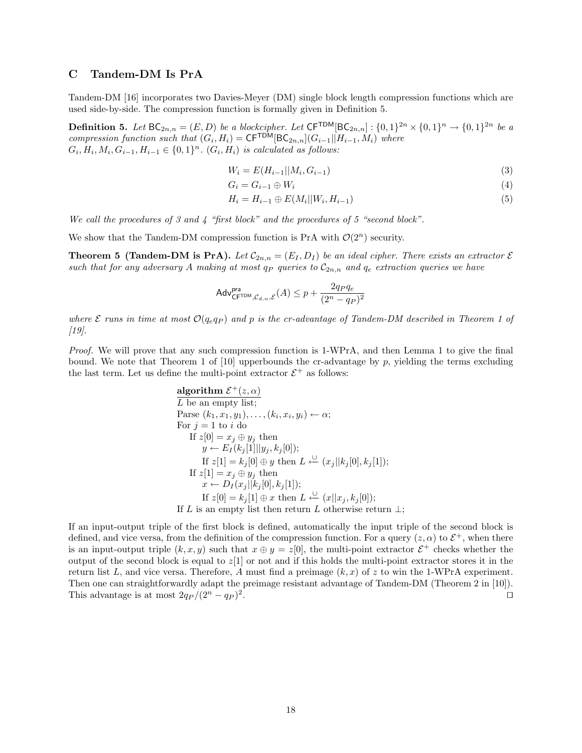## C Tandem-DM Is PrA

Tandem-DM [16] incorporates two Davies-Meyer (DM) single block length compression functions which are used side-by-side. The compression function is formally given in Definition 5.

**Definition 5.** *Let $\mathsf{BC}_{2n,n} = (E, D)$ be a blockcipher. Let $\mathsf{CF}^{\mathsf{TDM}}[\mathsf{BC}_{2n,n}] : \{0,1\}^{2n} \times \{0,1\}^n \to \{0,1\}^{2n}$ be a compression function such that $(G_i, H_i) = \mathsf{CF}^{\mathsf{TDM}}[\mathsf{BC}_{2n,n}](G_{i-1}||H_{i-1}, M_i)$ where $G_i, H_i, M_i, G_{i-1}, H_{i-1} \in \{0,1\}^n$. $(G_i, H_i)$ is calculated as follows:*

$$W_i = E(H_{i-1}||M_i, G_{i-1}) \tag{3}$$

$$G_i = G_{i-1} \oplus W_i \tag{4}$$

$$H_i = H_{i-1} \oplus E(M_i||W_i, H_{i-1}) \tag{5}$$

*We call the procedures of 3 and 4 "first block" and the procedures of 5 "second block".*

We show that the Tandem-DM compression function is PrA with $\mathcal{O}(2^n)$ security.

**Theorem 5 (Tandem-DM is PrA).** *Let $\mathcal{C}_{2n,n} = (E_I, D_I)$ be an ideal cipher. There exists an extractor $\mathcal{E}$ such that for any adversary $A$ making at most $q_P$ queries to $\mathcal{C}_{2n,n}$ and $q_e$ extraction queries we have*

$$\mathsf{Adv}^{\mathsf{pra}}_{\mathsf{CF}^{\mathsf{TDM}},\mathcal{C}_{d,n},\mathcal{E}}(A) \leq p + \frac{2q_P q_e}{(2^n - q_P)^2}$$

*where $\mathcal{E}$ runs in time at most $\mathcal{O}(q_e q_P)$ and $p$ is the cr-advantage of Tandem-DM described in Theorem 1 of [19].*

*Proof.* We will prove that any such compression function is 1-WPrA, and then Lemma 1 to give the final bound. We note that Theorem 1 of [10] upperbounds the cr-advantage by $p$, yielding the terms excluding the last term. Let us define the multi-point extractor $\mathcal{E}^+$ as follows:

**algorithm** $\mathcal{E}^+(z, \alpha)$
$L$ be an empty list;
Parse $(k_1, x_1, y_1), \ldots, (k_i, x_i, y_i) \leftarrow \alpha$;
For $j = 1$ to $i$ do
  If $z[0] = x_j \oplus y_j$ then
    $y \leftarrow E_I(k_j[1]||y_j, k_j[0])$;
    If $z[1] = k_j[0] \oplus y$ then $L \xleftarrow{\cup} (x_j||k_j[0], k_j[1])$;
  If $z[1] = x_j \oplus y_j$ then
    $x \leftarrow D_I(x_j||k_j[0], k_j[1])$;
    If $z[0] = k_j[1] \oplus x$ then $L \xleftarrow{\cup} (x||x_j, k_j[0])$;
If $L$ is an empty list then return $L$ otherwise return $\perp$;

If an input-output triple of the first block is defined, automatically the input triple of the second block is defined, and vice versa, from the definition of the compression function. For a query $(z, \alpha)$ to $\mathcal{E}^+$, when there is an input-output triple $(k, x, y)$ such that $x \oplus y = z[0]$, the multi-point extractor $\mathcal{E}^+$ checks whether the output of the second block is equal to $z[1]$ or not and if this holds the multi-point extractor stores it in the return list $L$, and vice versa. Therefore, $A$ must find a preimage $(k, x)$ of $z$ to win the 1-WPrA experiment. Then one can straightforwardly adapt the preimage resistant advantage of Tandem-DM (Theorem 2 in [10]). This advantage is at most $2q_P/(2^n - q_P)^2$. ◻